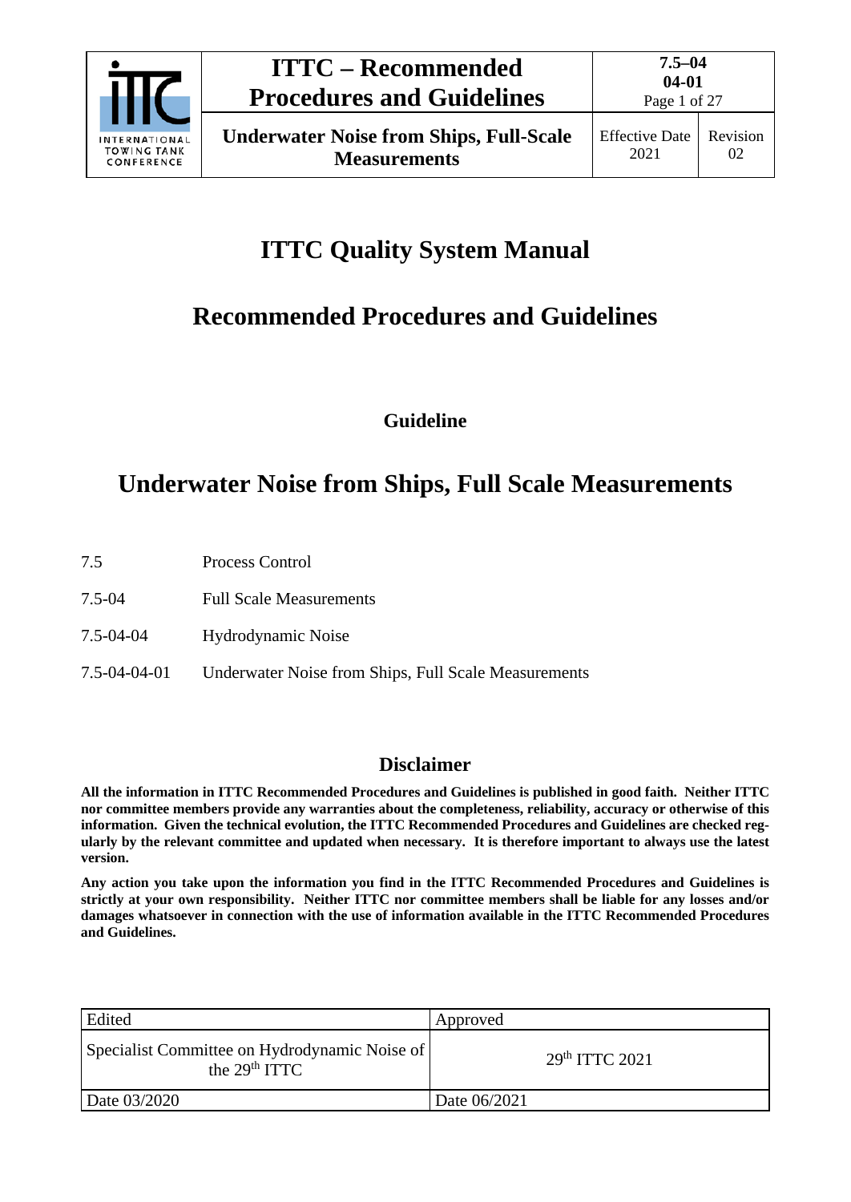# ITTC Quality System Manual

## Recommended Procedures and Guidelines

**Guideline**

## Underwater Noise from Ships, Full Scale Measurements

| | |
|---|---|
| 7.5 | Process Control |
| 7.5-04 | Full Scale Measurements |
| 7.5-04-04 | Hydrodynamic Noise |
| 7.5-04-04-01 | Underwater Noise from Ships, Full Scale Measurements |

### Disclaimer

**All the information in ITTC Recommended Procedures and Guidelines is published in good faith. Neither ITTC nor committee members provide any warranties about the completeness, reliability, accuracy or otherwise of this information. Given the technical evolution, the ITTC Recommended Procedures and Guidelines are checked regularly by the relevant committee and updated when necessary. It is therefore important to always use the latest version.**

**Any action you take upon the information you find in the ITTC Recommended Procedures and Guidelines is strictly at your own responsibility. Neither ITTC nor committee members shall be liable for any losses and/or damages whatsoever in connection with the use of information available in the ITTC Recommended Procedures and Guidelines.**

| Edited | Approved |
|---|---|
| Specialist Committee on Hydrodynamic Noise of the 29th ITTC | 29th ITTC 2021 |
| Date 03/2020 | Date 06/2021 |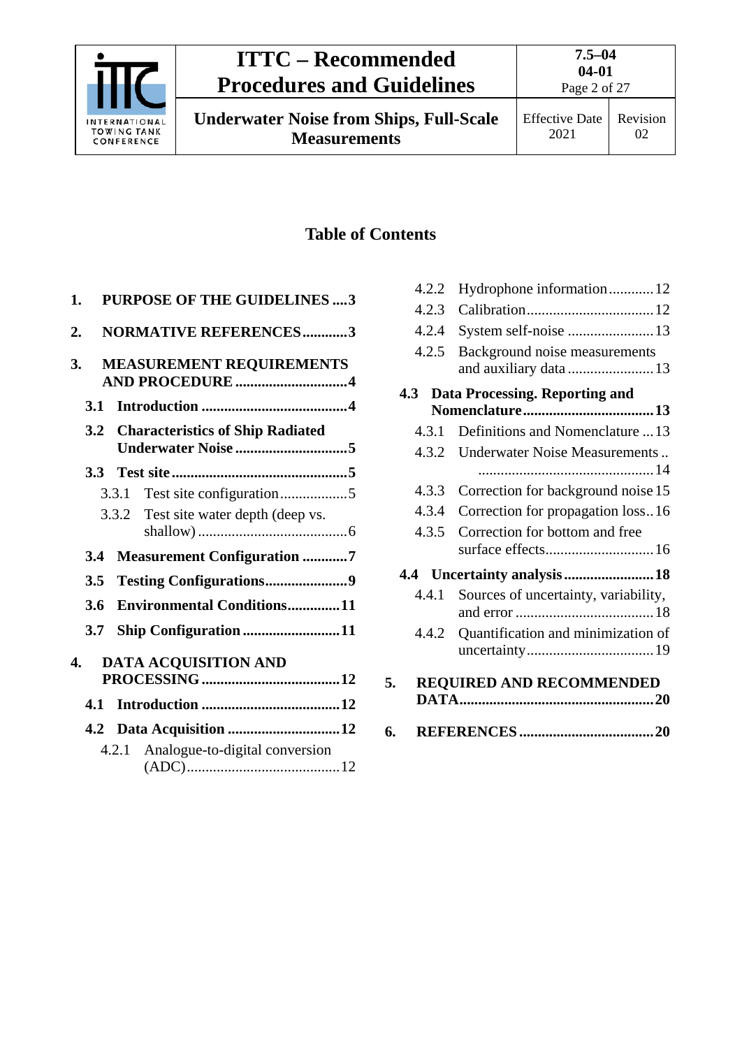# Table of Contents

**1. PURPOSE OF THE GUIDELINES ....3**

**2. NORMATIVE REFERENCES............3**

**3. MEASUREMENT REQUIREMENTS AND PROCEDURE ..............................4**

- **3.1 Introduction .......................................4**
- **3.2 Characteristics of Ship Radiated Underwater Noise ..............................5**
- **3.3 Test site ...............................................5**
  - 3.3.1 Test site configuration..................5
  - 3.3.2 Test site water depth (deep vs. shallow) ........................................6
- **3.4 Measurement Configuration ............7**
- **3.5 Testing Configurations......................9**
- **3.6 Environmental Conditions.............11**
- **3.7 Ship Configuration ..........................11**

**4. DATA ACQUISITION AND PROCESSING .....................................12**

- **4.1 Introduction .....................................12**
- **4.2 Data Acquisition ..............................12**
  - 4.2.1 Analogue-to-digital conversion (ADC).........................................12
  - 4.2.2 Hydrophone information............12
  - 4.2.3 Calibration.................................12
  - 4.2.4 System self-noise .......................13
  - 4.2.5 Background noise measurements and auxiliary data .......................13
- **4.3 Data Processing. Reporting and Nomenclature..................................13**
  - 4.3.1 Definitions and Nomenclature ...13
  - 4.3.2 Underwater Noise Measurements .. ..............................................14
  - 4.3.3 Correction for background noise 15
  - 4.3.4 Correction for propagation loss..16
  - 4.3.5 Correction for bottom and free surface effects.............................16
- **4.4 Uncertainty analysis ........................18**
  - 4.4.1 Sources of uncertainty, variability, and error .....................................18
  - 4.4.2 Quantification and minimization of uncertainty..................................19

**5. REQUIRED AND RECOMMENDED DATA....................................................20**

**6. REFERENCES ....................................20**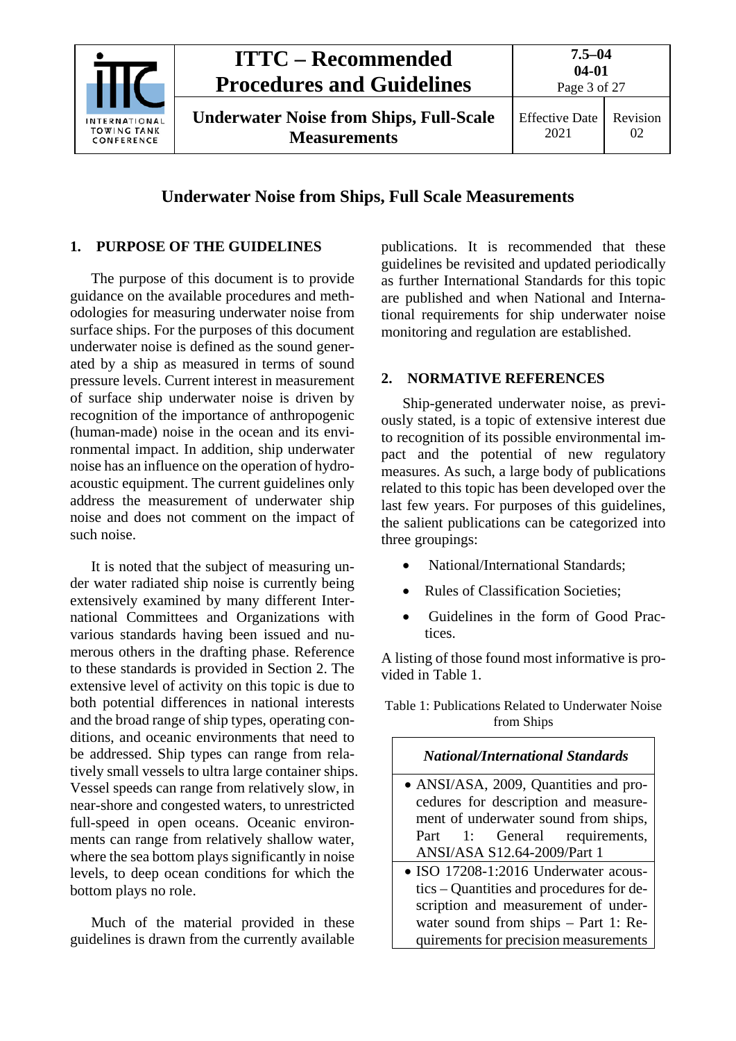# Underwater Noise from Ships, Full Scale Measurements

## 1. PURPOSE OF THE GUIDELINES

The purpose of this document is to provide guidance on the available procedures and methodologies for measuring underwater noise from surface ships. For the purposes of this document underwater noise is defined as the sound generated by a ship as measured in terms of sound pressure levels. Current interest in measurement of surface ship underwater noise is driven by recognition of the importance of anthropogenic (human-made) noise in the ocean and its environmental impact. In addition, ship underwater noise has an influence on the operation of hydroacoustic equipment. The current guidelines only address the measurement of underwater ship noise and does not comment on the impact of such noise.

It is noted that the subject of measuring under water radiated ship noise is currently being extensively examined by many different International Committees and Organizations with various standards having been issued and numerous others in the drafting phase. Reference to these standards is provided in Section 2. The extensive level of activity on this topic is due to both potential differences in national interests and the broad range of ship types, operating conditions, and oceanic environments that need to be addressed. Ship types can range from relatively small vessels to ultra large container ships. Vessel speeds can range from relatively slow, in near-shore and congested waters, to unrestricted full-speed in open oceans. Oceanic environments can range from relatively shallow water, where the sea bottom plays significantly in noise levels, to deep ocean conditions for which the bottom plays no role.

Much of the material provided in these guidelines is drawn from the currently available publications. It is recommended that these guidelines be revisited and updated periodically as further International Standards for this topic are published and when National and International requirements for ship underwater noise monitoring and regulation are established.

## 2. NORMATIVE REFERENCES

Ship-generated underwater noise, as previously stated, is a topic of extensive interest due to recognition of its possible environmental impact and the potential of new regulatory measures. As such, a large body of publications related to this topic has been developed over the last few years. For purposes of this guidelines, the salient publications can be categorized into three groupings:

- National/International Standards;
- Rules of Classification Societies;
- Guidelines in the form of Good Practices.

A listing of those found most informative is provided in Table 1.

Table 1: Publications Related to Underwater Noise from Ships

| *National/International Standards* |
|---|
| • ANSI/ASA, 2009, Quantities and procedures for description and measurement of underwater sound from ships, Part 1: General requirements, ANSI/ASA S12.64-2009/Part 1 |
| • ISO 17208-1:2016 Underwater acoustics – Quantities and procedures for description and measurement of underwater sound from ships – Part 1: Requirements for precision measurements |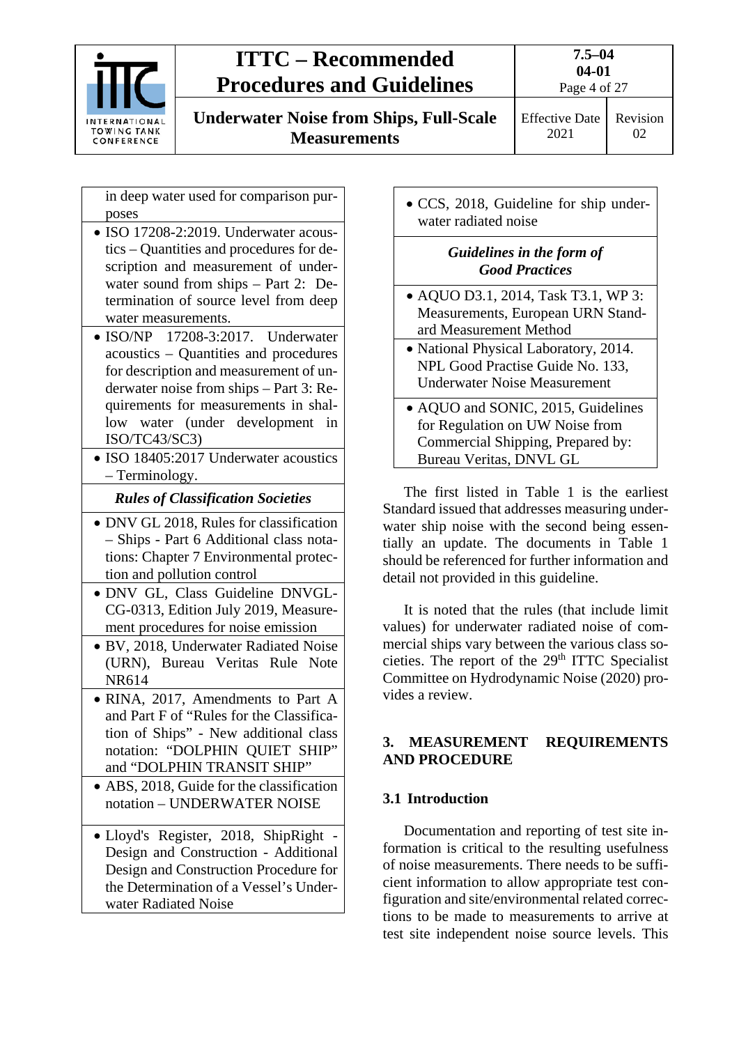| |
|---|
| in deep water used for comparison purposes |
| • ISO 17208-2:2019. Underwater acoustics – Quantities and procedures for description and measurement of underwater sound from ships – Part 2: Determination of source level from deep water measurements. |
| • ISO/NP 17208-3:2017. Underwater acoustics – Quantities and procedures for description and measurement of underwater noise from ships – Part 3: Requirements for measurements in shallow water (under development in ISO/TC43/SC3) |
| • ISO 18405:2017 Underwater acoustics – Terminology. |
| ***Rules of Classification Societies*** |
| • DNV GL 2018, Rules for classification – Ships - Part 6 Additional class notations: Chapter 7 Environmental protection and pollution control |
| • DNV GL, Class Guideline DNVGL-CG-0313, Edition July 2019, Measurement procedures for noise emission |
| • BV, 2018, Underwater Radiated Noise (URN), Bureau Veritas Rule Note NR614 |
| • RINA, 2017, Amendments to Part A and Part F of "Rules for the Classification of Ships" - New additional class notation: "DOLPHIN QUIET SHIP" and "DOLPHIN TRANSIT SHIP" |
| • ABS, 2018, Guide for the classification notation – UNDERWATER NOISE |
| • Lloyd's Register, 2018, ShipRight - Design and Construction - Additional Design and Construction Procedure for the Determination of a Vessel's Underwater Radiated Noise |
| • CCS, 2018, Guideline for ship underwater radiated noise |
| ***Guidelines in the form of Good Practices*** |
| • AQUO D3.1, 2014, Task T3.1, WP 3: Measurements, European URN Standard Measurement Method |
| • National Physical Laboratory, 2014. NPL Good Practise Guide No. 133, Underwater Noise Measurement |
| • AQUO and SONIC, 2015, Guidelines for Regulation on UW Noise from Commercial Shipping, Prepared by: Bureau Veritas, DNVL GL |

The first listed in Table 1 is the earliest Standard issued that addresses measuring underwater ship noise with the second being essentially an update. The documents in Table 1 should be referenced for further information and detail not provided in this guideline.

It is noted that the rules (that include limit values) for underwater radiated noise of commercial ships vary between the various class societies. The report of the 29th ITTC Specialist Committee on Hydrodynamic Noise (2020) provides a review.

## 3. MEASUREMENT REQUIREMENTS AND PROCEDURE

### 3.1 Introduction

Documentation and reporting of test site information is critical to the resulting usefulness of noise measurements. There needs to be sufficient information to allow appropriate test configuration and site/environmental related corrections to be made to measurements to arrive at test site independent noise source levels. This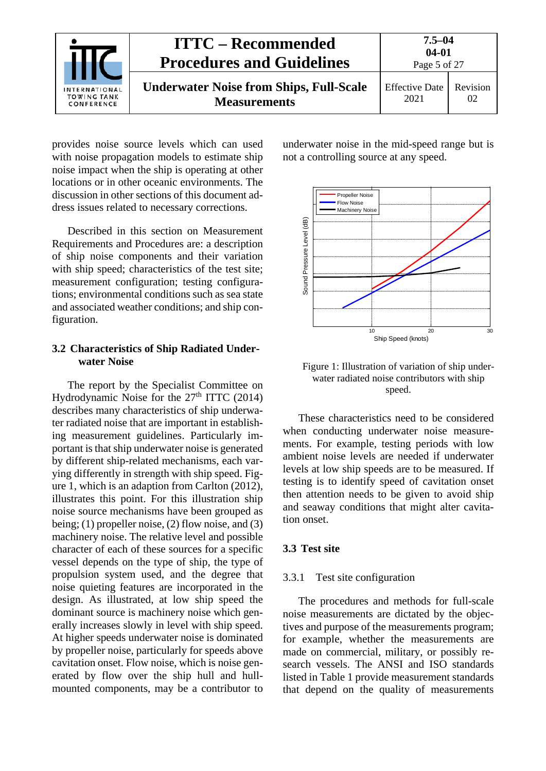provides noise source levels which can used with noise propagation models to estimate ship noise impact when the ship is operating at other locations or in other oceanic environments. The discussion in other sections of this document address issues related to necessary corrections.

Described in this section on Measurement Requirements and Procedures are: a description of ship noise components and their variation with ship speed; characteristics of the test site; measurement configuration; testing configurations; environmental conditions such as sea state and associated weather conditions; and ship configuration.

## 3.2 Characteristics of Ship Radiated Underwater Noise

The report by the Specialist Committee on Hydrodynamic Noise for the 27th ITTC (2014) describes many characteristics of ship underwater radiated noise that are important in establishing measurement guidelines. Particularly important is that ship underwater noise is generated by different ship-related mechanisms, each varying differently in strength with ship speed. Figure 1, which is an adaption from Carlton (2012), illustrates this point. For this illustration ship noise source mechanisms have been grouped as being; (1) propeller noise, (2) flow noise, and (3) machinery noise. The relative level and possible character of each of these sources for a specific vessel depends on the type of ship, the type of propulsion system used, and the degree that noise quieting features are incorporated in the design. As illustrated, at low ship speed the dominant source is machinery noise which generally increases slowly in level with ship speed. At higher speeds underwater noise is dominated by propeller noise, particularly for speeds above cavitation onset. Flow noise, which is noise generated by flow over the ship hull and hull-mounted components, may be a contributor to underwater noise in the mid-speed range but is not a controlling source at any speed.

Figure 1: Illustration of variation of ship underwater radiated noise contributors with ship speed.

These characteristics need to be considered when conducting underwater noise measurements. For example, testing periods with low ambient noise levels are needed if underwater levels at low ship speeds are to be measured. If testing is to identify speed of cavitation onset then attention needs to be given to avoid ship and seaway conditions that might alter cavitation onset.

## 3.3 Test site

### 3.3.1 Test site configuration

The procedures and methods for full-scale noise measurements are dictated by the objectives and purpose of the measurements program; for example, whether the measurements are made on commercial, military, or possibly research vessels. The ANSI and ISO standards listed in Table 1 provide measurement standards that depend on the quality of measurements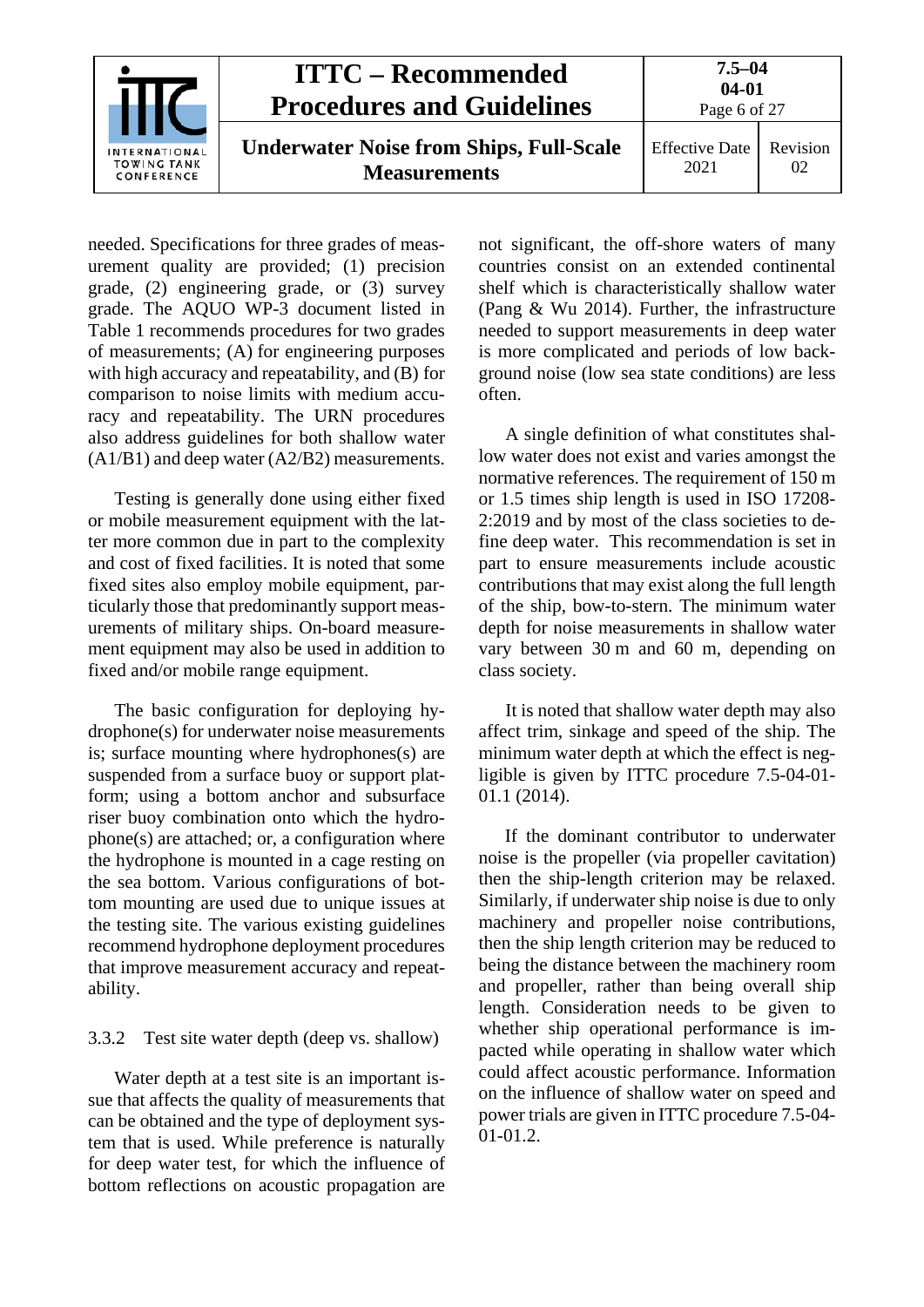needed. Specifications for three grades of measurement quality are provided; (1) precision grade, (2) engineering grade, or (3) survey grade. The AQUO WP-3 document listed in Table 1 recommends procedures for two grades of measurements; (A) for engineering purposes with high accuracy and repeatability, and (B) for comparison to noise limits with medium accuracy and repeatability. The URN procedures also address guidelines for both shallow water (A1/B1) and deep water (A2/B2) measurements.

Testing is generally done using either fixed or mobile measurement equipment with the latter more common due in part to the complexity and cost of fixed facilities. It is noted that some fixed sites also employ mobile equipment, particularly those that predominantly support measurements of military ships. On-board measurement equipment may also be used in addition to fixed and/or mobile range equipment.

The basic configuration for deploying hydrophone(s) for underwater noise measurements is; surface mounting where hydrophones(s) are suspended from a surface buoy or support platform; using a bottom anchor and subsurface riser buoy combination onto which the hydrophone(s) are attached; or, a configuration where the hydrophone is mounted in a cage resting on the sea bottom. Various configurations of bottom mounting are used due to unique issues at the testing site. The various existing guidelines recommend hydrophone deployment procedures that improve measurement accuracy and repeatability.

### 3.3.2 Test site water depth (deep vs. shallow)

Water depth at a test site is an important issue that affects the quality of measurements that can be obtained and the type of deployment system that is used. While preference is naturally for deep water test, for which the influence of bottom reflections on acoustic propagation are not significant, the off-shore waters of many countries consist on an extended continental shelf which is characteristically shallow water (Pang & Wu 2014). Further, the infrastructure needed to support measurements in deep water is more complicated and periods of low background noise (low sea state conditions) are less often.

A single definition of what constitutes shallow water does not exist and varies amongst the normative references. The requirement of 150 m or 1.5 times ship length is used in ISO 17208-2:2019 and by most of the class societies to define deep water. This recommendation is set in part to ensure measurements include acoustic contributions that may exist along the full length of the ship, bow-to-stern. The minimum water depth for noise measurements in shallow water vary between 30 m and 60 m, depending on class society.

It is noted that shallow water depth may also affect trim, sinkage and speed of the ship. The minimum water depth at which the effect is negligible is given by ITTC procedure 7.5-04-01-01.1 (2014).

If the dominant contributor to underwater noise is the propeller (via propeller cavitation) then the ship-length criterion may be relaxed. Similarly, if underwater ship noise is due to only machinery and propeller noise contributions, then the ship length criterion may be reduced to being the distance between the machinery room and propeller, rather than being overall ship length. Consideration needs to be given to whether ship operational performance is impacted while operating in shallow water which could affect acoustic performance. Information on the influence of shallow water on speed and power trials are given in ITTC procedure 7.5-04-01-01.2.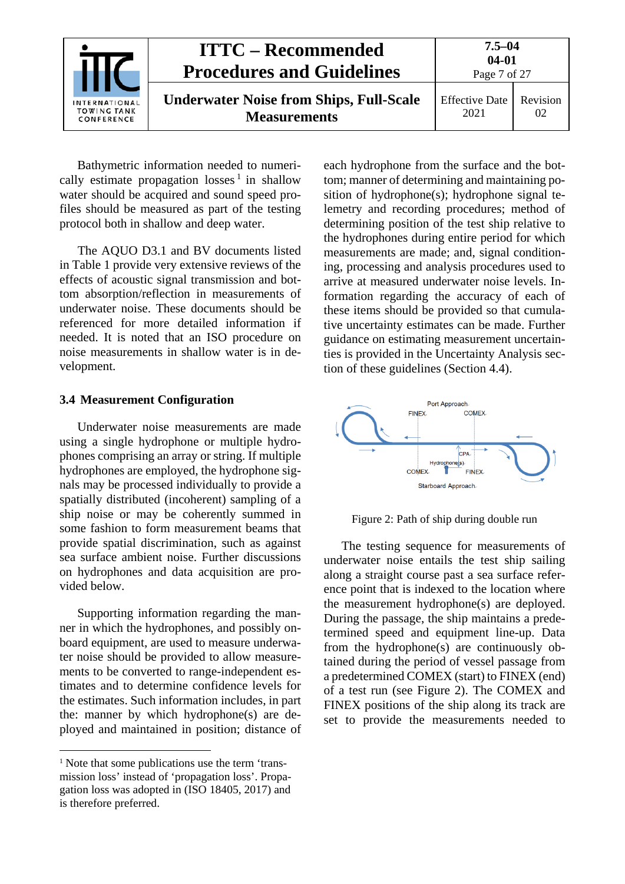Bathymetric information needed to numerically estimate propagation losses[1] in shallow water should be acquired and sound speed profiles should be measured as part of the testing protocol both in shallow and deep water.

The AQUO D3.1 and BV documents listed in Table 1 provide very extensive reviews of the effects of acoustic signal transmission and bottom absorption/reflection in measurements of underwater noise. These documents should be referenced for more detailed information if needed. It is noted that an ISO procedure on noise measurements in shallow water is in development.

### 3.4 Measurement Configuration

Underwater noise measurements are made using a single hydrophone or multiple hydrophones comprising an array or string. If multiple hydrophones are employed, the hydrophone signals may be processed individually to provide a spatially distributed (incoherent) sampling of a ship noise or may be coherently summed in some fashion to form measurement beams that provide spatial discrimination, such as against sea surface ambient noise. Further discussions on hydrophones and data acquisition are provided below.

Supporting information regarding the manner in which the hydrophones, and possibly onboard equipment, are used to measure underwater noise should be provided to allow measurements to be converted to range-independent estimates and to determine confidence levels for the estimates. Such information includes, in part the: manner by which hydrophone(s) are deployed and maintained in position; distance of each hydrophone from the surface and the bottom; manner of determining and maintaining position of hydrophone(s); hydrophone signal telemetry and recording procedures; method of determining position of the test ship relative to the hydrophones during entire period for which measurements are made; and, signal conditioning, processing and analysis procedures used to arrive at measured underwater noise levels. Information regarding the accuracy of each of these items should be provided so that cumulative uncertainty estimates can be made. Further guidance on estimating measurement uncertainties is provided in the Uncertainty Analysis section of these guidelines (Section 4.4).

Port Approach

FINEX

COMEX

CPA

Hydrophone(s)

COMEX

FINEX

Starboard Approach

Figure 2: Path of ship during double run

The testing sequence for measurements of underwater noise entails the test ship sailing along a straight course past a sea surface reference point that is indexed to the location where the measurement hydrophone(s) are deployed. During the passage, the ship maintains a predetermined speed and equipment line-up. Data from the hydrophone(s) are continuously obtained during the period of vessel passage from a predetermined COMEX (start) to FINEX (end) of a test run (see Figure 2). The COMEX and FINEX positions of the ship along its track are set to provide the measurements needed to

[1] Note that some publications use the term 'transmission loss' instead of 'propagation loss'. Propagation loss was adopted in (ISO 18405, 2017) and is therefore preferred.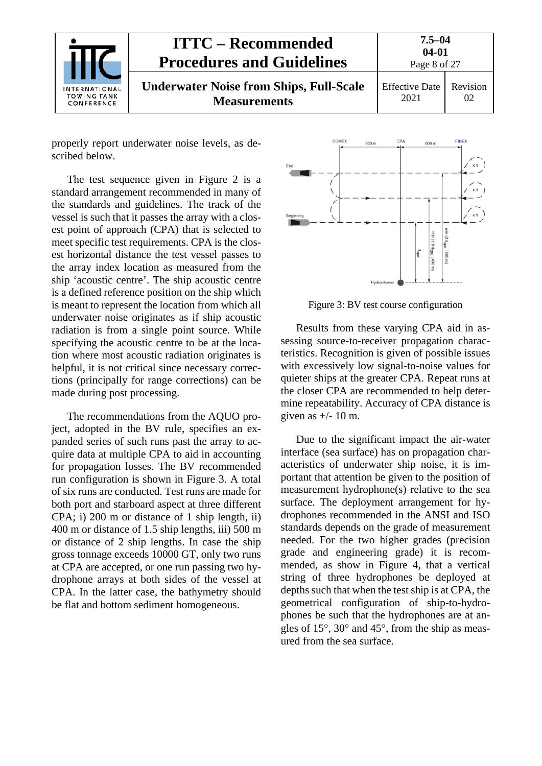properly report underwater noise levels, as described below.

The test sequence given in Figure 2 is a standard arrangement recommended in many of the standards and guidelines. The track of the vessel is such that it passes the array with a closest point of approach (CPA) that is selected to meet specific test requirements. CPA is the closest horizontal distance the test vessel passes to the array index location as measured from the ship 'acoustic centre'. The ship acoustic centre is a defined reference position on the ship which is meant to represent the location from which all underwater noise originates as if ship acoustic radiation is from a single point source. While specifying the acoustic centre to be at the location where most acoustic radiation originates is helpful, it is not critical since necessary corrections (principally for range corrections) can be made during post processing.

The recommendations from the AQUO project, adopted in the BV rule, specifies an expanded series of such runs past the array to acquire data at multiple CPA to aid in accounting for propagation losses. The BV recommended run configuration is shown in Figure 3. A total of six runs are conducted. Test runs are made for both port and starboard aspect at three different CPA; i) 200 m or distance of 1 ship length, ii) 400 m or distance of 1.5 ship lengths, iii) 500 m or distance of 2 ship lengths. In case the ship gross tonnage exceeds 10000 GT, only two runs at CPA are accepted, or one run passing two hydrophone arrays at both sides of the vessel at CPA. In the latter case, the bathymetry should be flat and bottom sediment homogeneous.

Figure 3: BV test course configuration

Results from these varying CPA aid in assessing source-to-receiver propagation characteristics. Recognition is given of possible issues with excessively low signal-to-noise values for quieter ships at the greater CPA. Repeat runs at the closer CPA are recommended to help determine repeatability. Accuracy of CPA distance is given as +/- 10 m.

Due to the significant impact the air-water interface (sea surface) has on propagation characteristics of underwater ship noise, it is important that attention be given to the position of measurement hydrophone(s) relative to the sea surface. The deployment arrangement for hydrophones recommended in the ANSI and ISO standards depends on the grade of measurement needed. For the two higher grades (precision grade and engineering grade) it is recommended, as show in Figure 4, that a vertical string of three hydrophones be deployed at depths such that when the test ship is at CPA, the geometrical configuration of ship-to-hydrophones be such that the hydrophones are at angles of 15°, 30° and 45°, from the ship as measured from the sea surface.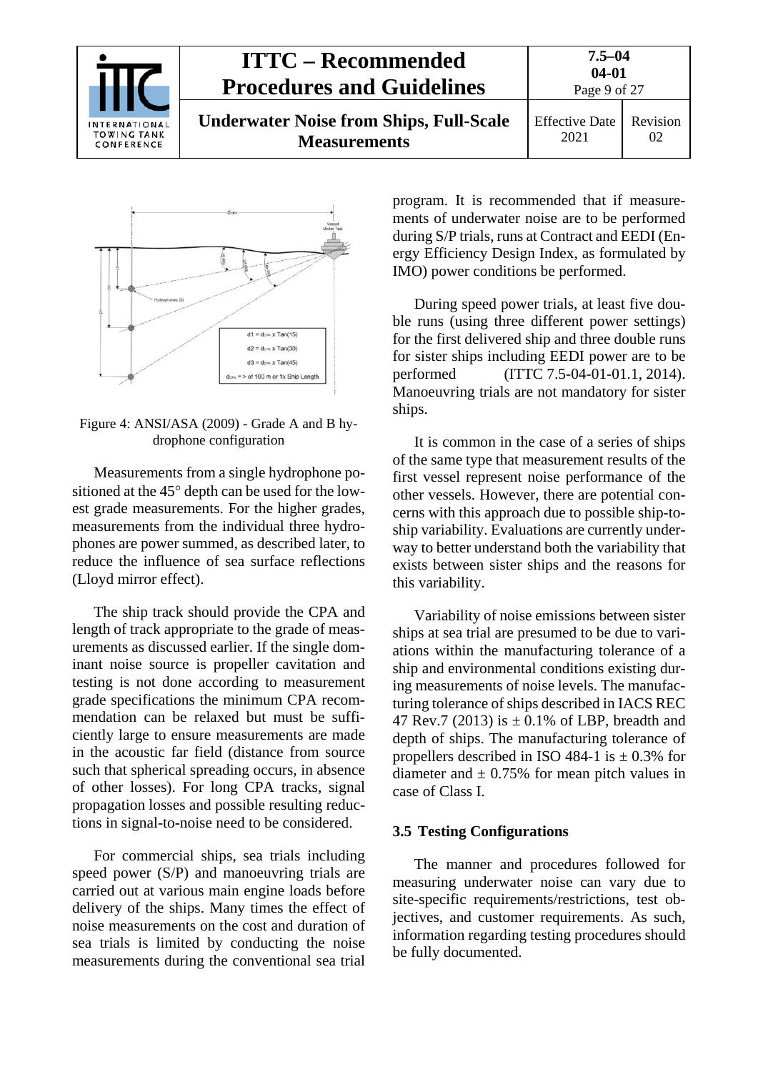Figure 4: ANSI/ASA (2009) - Grade A and B hydrophone configuration

Measurements from a single hydrophone positioned at the 45° depth can be used for the lowest grade measurements. For the higher grades, measurements from the individual three hydrophones are power summed, as described later, to reduce the influence of sea surface reflections (Lloyd mirror effect).

The ship track should provide the CPA and length of track appropriate to the grade of measurements as discussed earlier. If the single dominant noise source is propeller cavitation and testing is not done according to measurement grade specifications the minimum CPA recommendation can be relaxed but must be sufficiently large to ensure measurements are made in the acoustic far field (distance from source such that spherical spreading occurs, in absence of other losses). For long CPA tracks, signal propagation losses and possible resulting reductions in signal-to-noise need to be considered.

For commercial ships, sea trials including speed power (S/P) and manoeuvring trials are carried out at various main engine loads before delivery of the ships. Many times the effect of noise measurements on the cost and duration of sea trials is limited by conducting the noise measurements during the conventional sea trial program. It is recommended that if measurements of underwater noise are to be performed during S/P trials, runs at Contract and EEDI (Energy Efficiency Design Index, as formulated by IMO) power conditions be performed.

During speed power trials, at least five double runs (using three different power settings) for the first delivered ship and three double runs for sister ships including EEDI power are to be performed (ITTC 7.5-04-01-01.1, 2014). Manoeuvring trials are not mandatory for sister ships.

It is common in the case of a series of ships of the same type that measurement results of the first vessel represent noise performance of the other vessels. However, there are potential concerns with this approach due to possible ship-to-ship variability. Evaluations are currently underway to better understand both the variability that exists between sister ships and the reasons for this variability.

Variability of noise emissions between sister ships at sea trial are presumed to be due to variations within the manufacturing tolerance of a ship and environmental conditions existing during measurements of noise levels. The manufacturing tolerance of ships described in IACS REC 47 Rev.7 (2013) is ± 0.1% of LBP, breadth and depth of ships. The manufacturing tolerance of propellers described in ISO 484-1 is ± 0.3% for diameter and ± 0.75% for mean pitch values in case of Class I.

## 3.5 Testing Configurations

The manner and procedures followed for measuring underwater noise can vary due to site-specific requirements/restrictions, test objectives, and customer requirements. As such, information regarding testing procedures should be fully documented.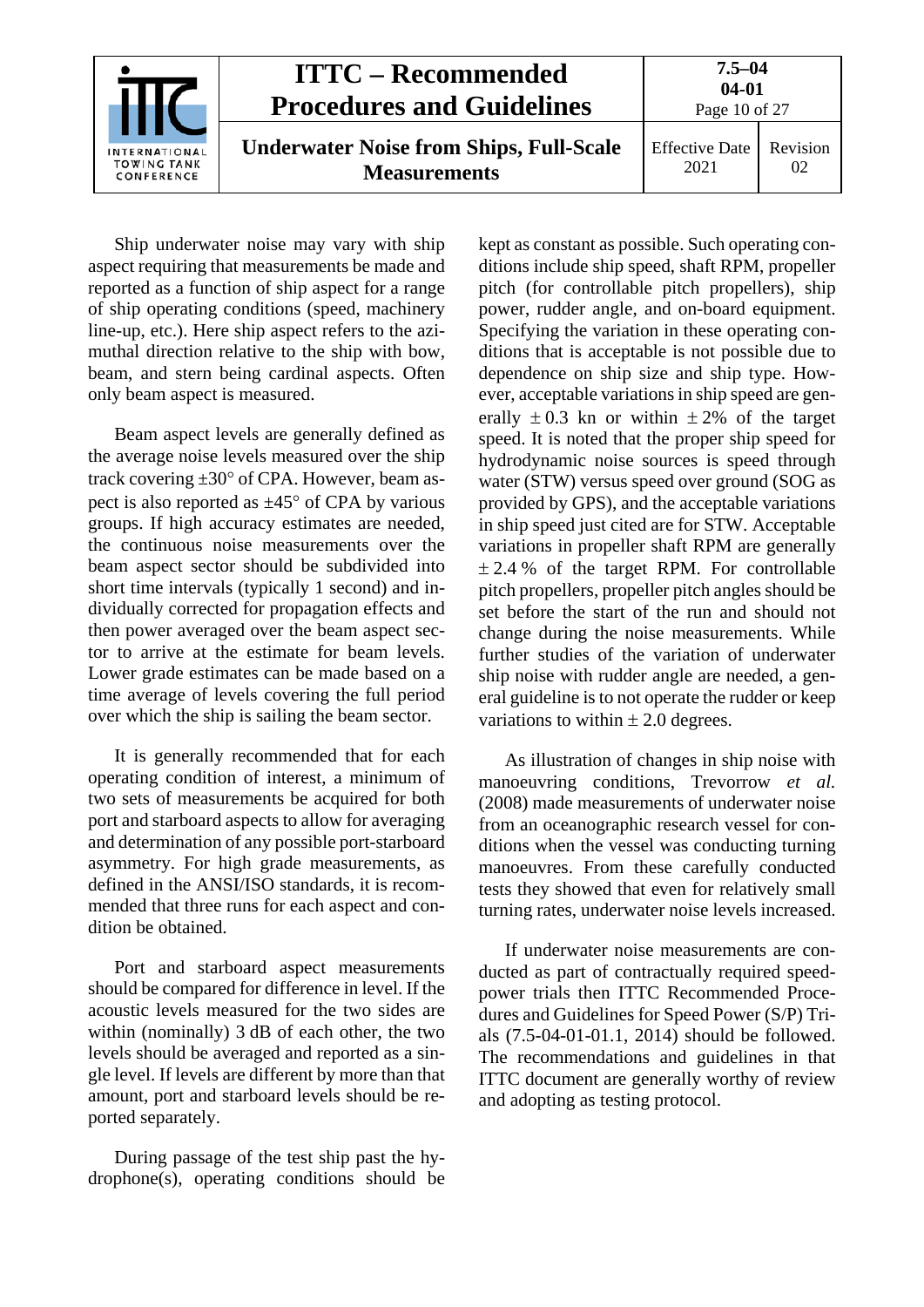Ship underwater noise may vary with ship aspect requiring that measurements be made and reported as a function of ship aspect for a range of ship operating conditions (speed, machinery line-up, etc.). Here ship aspect refers to the azimuthal direction relative to the ship with bow, beam, and stern being cardinal aspects. Often only beam aspect is measured.

Beam aspect levels are generally defined as the average noise levels measured over the ship track covering ±30° of CPA. However, beam aspect is also reported as ±45° of CPA by various groups. If high accuracy estimates are needed, the continuous noise measurements over the beam aspect sector should be subdivided into short time intervals (typically 1 second) and individually corrected for propagation effects and then power averaged over the beam aspect sector to arrive at the estimate for beam levels. Lower grade estimates can be made based on a time average of levels covering the full period over which the ship is sailing the beam sector.

It is generally recommended that for each operating condition of interest, a minimum of two sets of measurements be acquired for both port and starboard aspects to allow for averaging and determination of any possible port-starboard asymmetry. For high grade measurements, as defined in the ANSI/ISO standards, it is recommended that three runs for each aspect and condition be obtained.

Port and starboard aspect measurements should be compared for difference in level. If the acoustic levels measured for the two sides are within (nominally) 3 dB of each other, the two levels should be averaged and reported as a single level. If levels are different by more than that amount, port and starboard levels should be reported separately.

During passage of the test ship past the hydrophone(s), operating conditions should be kept as constant as possible. Such operating conditions include ship speed, shaft RPM, propeller pitch (for controllable pitch propellers), ship power, rudder angle, and on-board equipment. Specifying the variation in these operating conditions that is acceptable is not possible due to dependence on ship size and ship type. However, acceptable variations in ship speed are generally ± 0.3 kn or within ± 2% of the target speed. It is noted that the proper ship speed for hydrodynamic noise sources is speed through water (STW) versus speed over ground (SOG as provided by GPS), and the acceptable variations in ship speed just cited are for STW. Acceptable variations in propeller shaft RPM are generally ± 2.4 % of the target RPM. For controllable pitch propellers, propeller pitch angles should be set before the start of the run and should not change during the noise measurements. While further studies of the variation of underwater ship noise with rudder angle are needed, a general guideline is to not operate the rudder or keep variations to within ± 2.0 degrees.

As illustration of changes in ship noise with manoeuvring conditions, Trevorrow *et al.* (2008) made measurements of underwater noise from an oceanographic research vessel for conditions when the vessel was conducting turning manoeuvres. From these carefully conducted tests they showed that even for relatively small turning rates, underwater noise levels increased.

If underwater noise measurements are conducted as part of contractually required speed-power trials then ITTC Recommended Procedures and Guidelines for Speed Power (S/P) Trials (7.5-04-01-01.1, 2014) should be followed. The recommendations and guidelines in that ITTC document are generally worthy of review and adopting as testing protocol.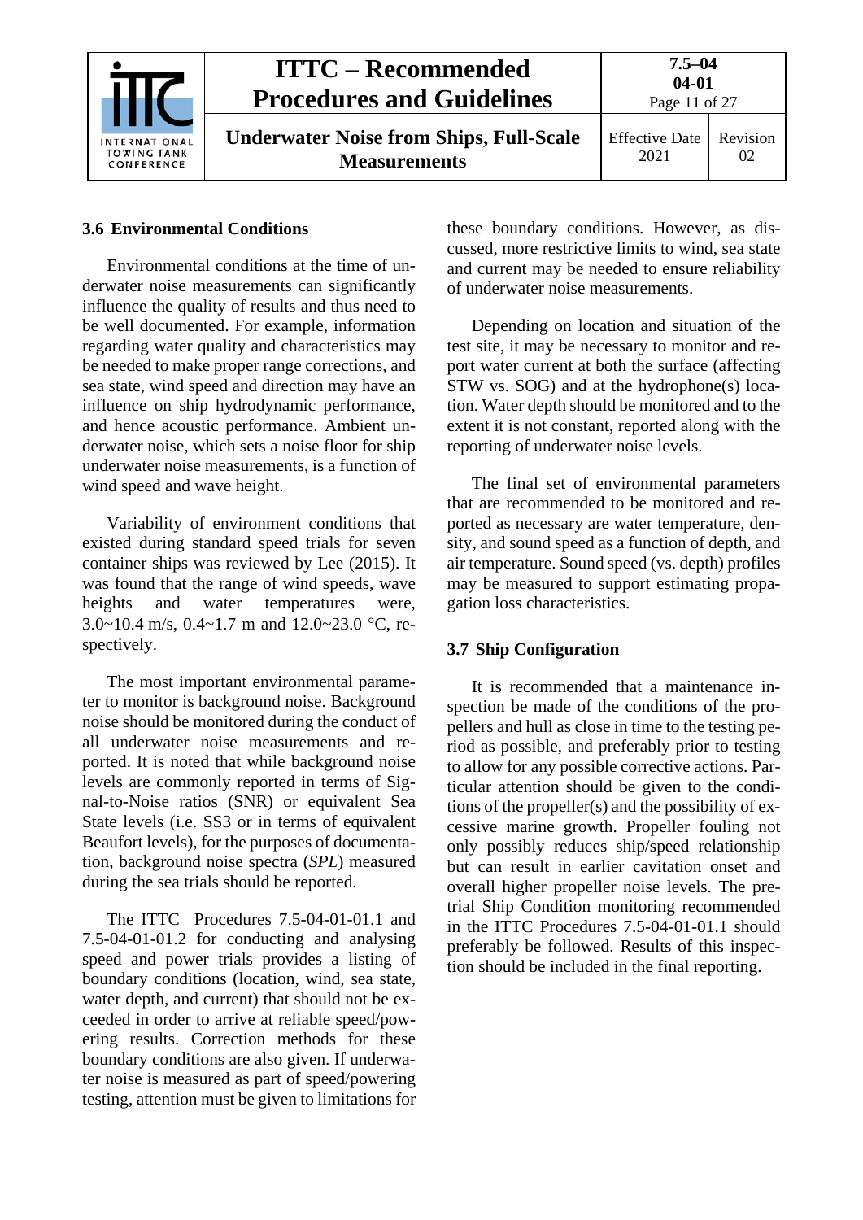### 3.6 Environmental Conditions

Environmental conditions at the time of underwater noise measurements can significantly influence the quality of results and thus need to be well documented. For example, information regarding water quality and characteristics may be needed to make proper range corrections, and sea state, wind speed and direction may have an influence on ship hydrodynamic performance, and hence acoustic performance. Ambient underwater noise, which sets a noise floor for ship underwater noise measurements, is a function of wind speed and wave height.

Variability of environment conditions that existed during standard speed trials for seven container ships was reviewed by Lee (2015). It was found that the range of wind speeds, wave heights and water temperatures were, 3.0~10.4 m/s, 0.4~1.7 m and 12.0~23.0 °C, respectively.

The most important environmental parameter to monitor is background noise. Background noise should be monitored during the conduct of all underwater noise measurements and reported. It is noted that while background noise levels are commonly reported in terms of Signal-to-Noise ratios (SNR) or equivalent Sea State levels (i.e. SS3 or in terms of equivalent Beaufort levels), for the purposes of documentation, background noise spectra (*SPL*) measured during the sea trials should be reported.

The ITTC Procedures 7.5-04-01-01.1 and 7.5-04-01-01.2 for conducting and analysing speed and power trials provides a listing of boundary conditions (location, wind, sea state, water depth, and current) that should not be exceeded in order to arrive at reliable speed/powering results. Correction methods for these boundary conditions are also given. If underwater noise is measured as part of speed/powering testing, attention must be given to limitations for these boundary conditions. However, as discussed, more restrictive limits to wind, sea state and current may be needed to ensure reliability of underwater noise measurements.

Depending on location and situation of the test site, it may be necessary to monitor and report water current at both the surface (affecting STW vs. SOG) and at the hydrophone(s) location. Water depth should be monitored and to the extent it is not constant, reported along with the reporting of underwater noise levels.

The final set of environmental parameters that are recommended to be monitored and reported as necessary are water temperature, density, and sound speed as a function of depth, and air temperature. Sound speed (vs. depth) profiles may be measured to support estimating propagation loss characteristics.

### 3.7 Ship Configuration

It is recommended that a maintenance inspection be made of the conditions of the propellers and hull as close in time to the testing period as possible, and preferably prior to testing to allow for any possible corrective actions. Particular attention should be given to the conditions of the propeller(s) and the possibility of excessive marine growth. Propeller fouling not only possibly reduces ship/speed relationship but can result in earlier cavitation onset and overall higher propeller noise levels. The pre-trial Ship Condition monitoring recommended in the ITTC Procedures 7.5-04-01-01.1 should preferably be followed. Results of this inspection should be included in the final reporting.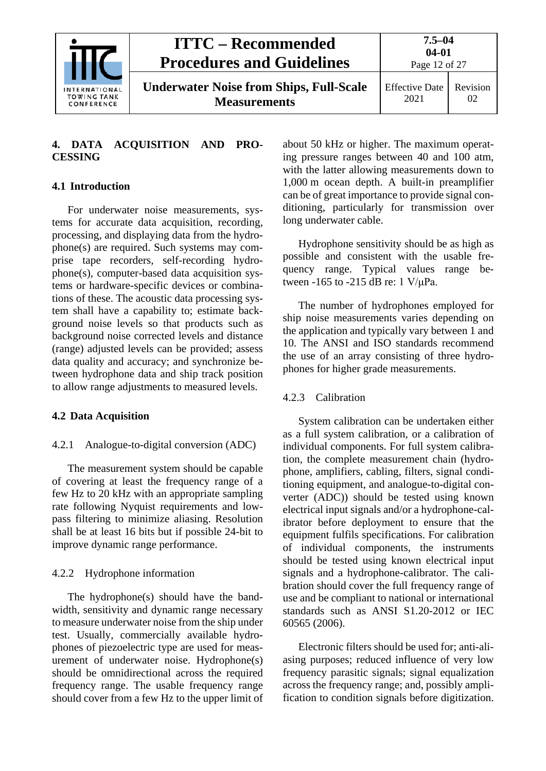## 4. DATA ACQUISITION AND PROCESSING

### 4.1 Introduction

For underwater noise measurements, systems for accurate data acquisition, recording, processing, and displaying data from the hydrophone(s) are required. Such systems may comprise tape recorders, self-recording hydrophone(s), computer-based data acquisition systems or hardware-specific devices or combinations of these. The acoustic data processing system shall have a capability to; estimate background noise levels so that products such as background noise corrected levels and distance (range) adjusted levels can be provided; assess data quality and accuracy; and synchronize between hydrophone data and ship track position to allow range adjustments to measured levels.

### 4.2 Data Acquisition

#### 4.2.1 Analogue-to-digital conversion (ADC)

The measurement system should be capable of covering at least the frequency range of a few Hz to 20 kHz with an appropriate sampling rate following Nyquist requirements and low-pass filtering to minimize aliasing. Resolution shall be at least 16 bits but if possible 24-bit to improve dynamic range performance.

#### 4.2.2 Hydrophone information

The hydrophone(s) should have the bandwidth, sensitivity and dynamic range necessary to measure underwater noise from the ship under test. Usually, commercially available hydrophones of piezoelectric type are used for measurement of underwater noise. Hydrophone(s) should be omnidirectional across the required frequency range. The usable frequency range should cover from a few Hz to the upper limit of about 50 kHz or higher. The maximum operating pressure ranges between 40 and 100 atm, with the latter allowing measurements down to 1,000 m ocean depth. A built-in preamplifier can be of great importance to provide signal conditioning, particularly for transmission over long underwater cable.

Hydrophone sensitivity should be as high as possible and consistent with the usable frequency range. Typical values range between -165 to -215 dB re: 1 V/μPa.

The number of hydrophones employed for ship noise measurements varies depending on the application and typically vary between 1 and 10. The ANSI and ISO standards recommend the use of an array consisting of three hydrophones for higher grade measurements.

#### 4.2.3 Calibration

System calibration can be undertaken either as a full system calibration, or a calibration of individual components. For full system calibration, the complete measurement chain (hydrophone, amplifiers, cabling, filters, signal conditioning equipment, and analogue-to-digital converter (ADC)) should be tested using known electrical input signals and/or a hydrophone-calibrator before deployment to ensure that the equipment fulfils specifications. For calibration of individual components, the instruments should be tested using known electrical input signals and a hydrophone-calibrator. The calibration should cover the full frequency range of use and be compliant to national or international standards such as ANSI S1.20-2012 or IEC 60565 (2006).

Electronic filters should be used for; anti-aliasing purposes; reduced influence of very low frequency parasitic signals; signal equalization across the frequency range; and, possibly amplification to condition signals before digitization.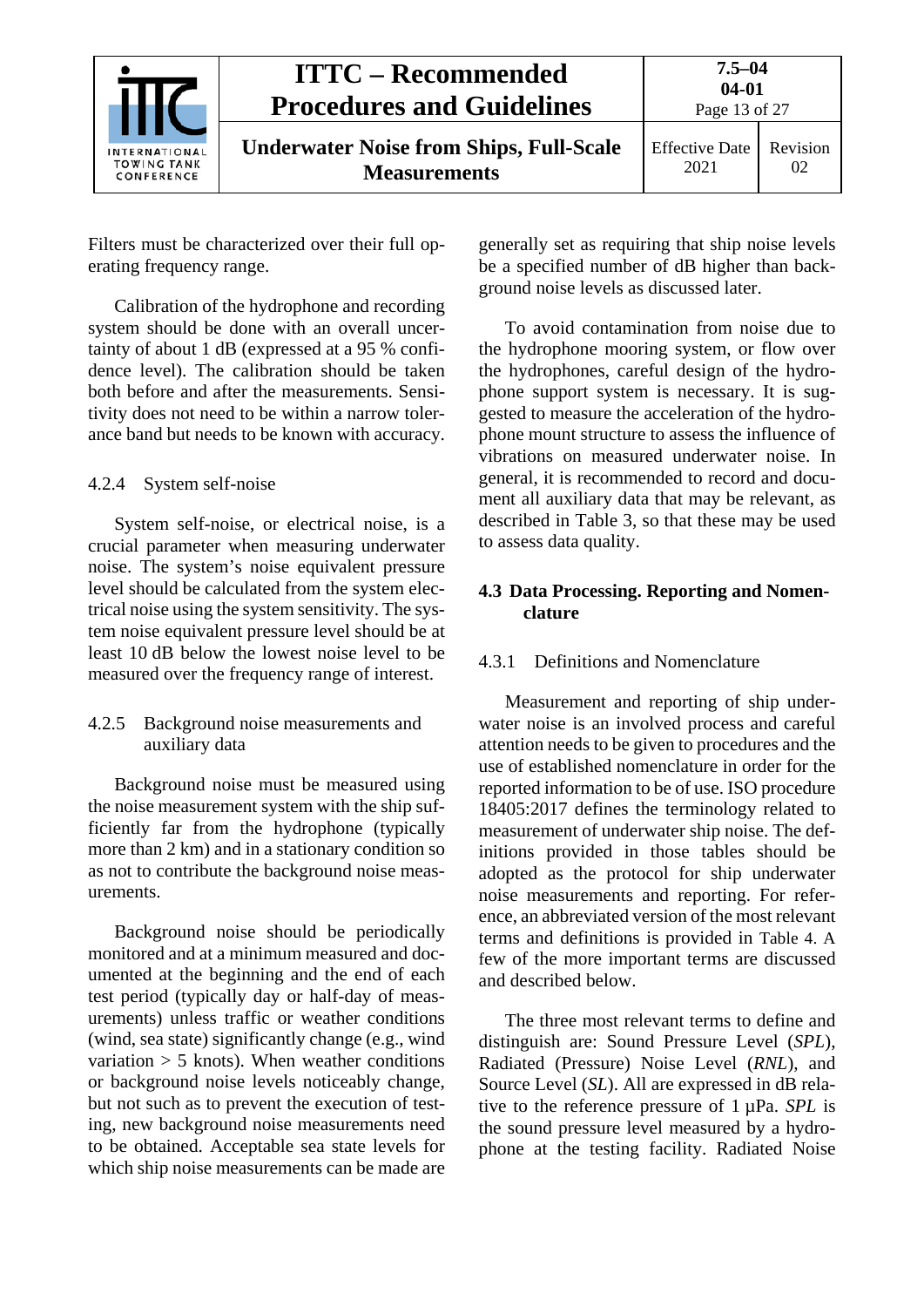Filters must be characterized over their full operating frequency range.

Calibration of the hydrophone and recording system should be done with an overall uncertainty of about 1 dB (expressed at a 95 % confidence level). The calibration should be taken both before and after the measurements. Sensitivity does not need to be within a narrow tolerance band but needs to be known with accuracy.

#### 4.2.4 System self-noise

System self-noise, or electrical noise, is a crucial parameter when measuring underwater noise. The system's noise equivalent pressure level should be calculated from the system electrical noise using the system sensitivity. The system noise equivalent pressure level should be at least 10 dB below the lowest noise level to be measured over the frequency range of interest.

#### 4.2.5 Background noise measurements and auxiliary data

Background noise must be measured using the noise measurement system with the ship sufficiently far from the hydrophone (typically more than 2 km) and in a stationary condition so as not to contribute the background noise measurements.

Background noise should be periodically monitored and at a minimum measured and documented at the beginning and the end of each test period (typically day or half-day of measurements) unless traffic or weather conditions (wind, sea state) significantly change (e.g., wind variation > 5 knots). When weather conditions or background noise levels noticeably change, but not such as to prevent the execution of testing, new background noise measurements need to be obtained. Acceptable sea state levels for which ship noise measurements can be made are generally set as requiring that ship noise levels be a specified number of dB higher than background noise levels as discussed later.

To avoid contamination from noise due to the hydrophone mooring system, or flow over the hydrophones, careful design of the hydrophone support system is necessary. It is suggested to measure the acceleration of the hydrophone mount structure to assess the influence of vibrations on measured underwater noise. In general, it is recommended to record and document all auxiliary data that may be relevant, as described in Table 3, so that these may be used to assess data quality.

### 4.3 Data Processing. Reporting and Nomenclature

#### 4.3.1 Definitions and Nomenclature

Measurement and reporting of ship underwater noise is an involved process and careful attention needs to be given to procedures and the use of established nomenclature in order for the reported information to be of use. ISO procedure 18405:2017 defines the terminology related to measurement of underwater ship noise. The definitions provided in those tables should be adopted as the protocol for ship underwater noise measurements and reporting. For reference, an abbreviated version of the most relevant terms and definitions is provided in Table 4. A few of the more important terms are discussed and described below.

The three most relevant terms to define and distinguish are: Sound Pressure Level (*SPL*), Radiated (Pressure) Noise Level (*RNL*), and Source Level (*SL*). All are expressed in dB relative to the reference pressure of 1 μPa. *SPL* is the sound pressure level measured by a hydrophone at the testing facility. Radiated Noise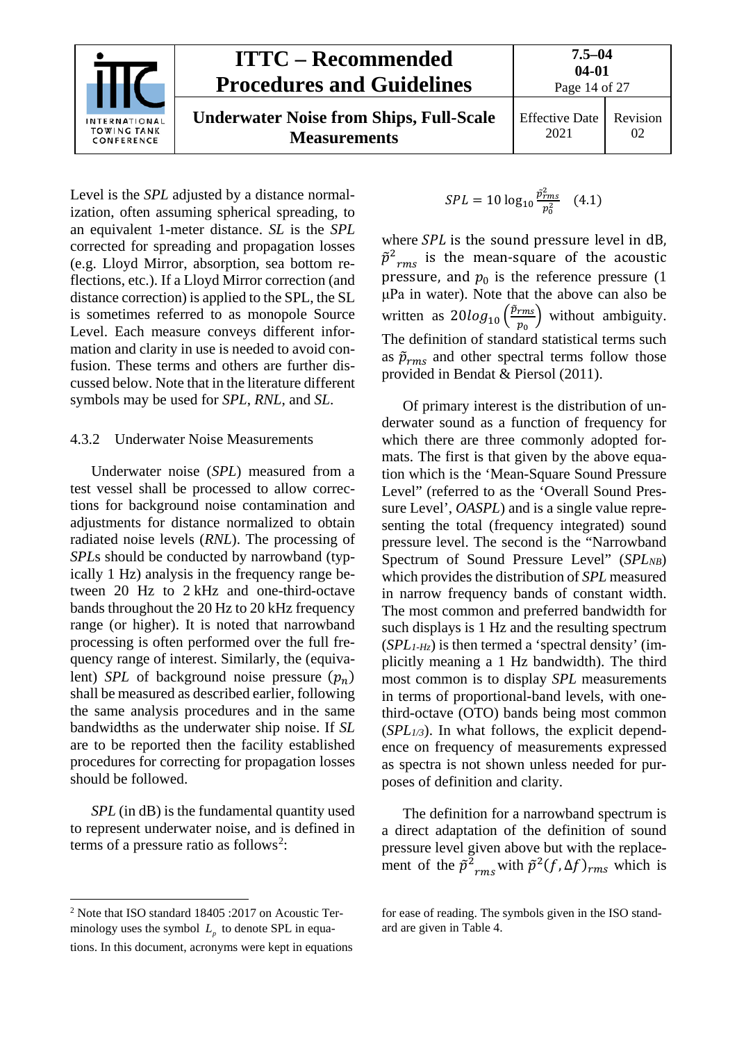Level is the *SPL* adjusted by a distance normalization, often assuming spherical spreading, to an equivalent 1-meter distance. *SL* is the *SPL* corrected for spreading and propagation losses (e.g. Lloyd Mirror, absorption, sea bottom reflections, etc.). If a Lloyd Mirror correction (and distance correction) is applied to the SPL, the SL is sometimes referred to as monopole Source Level. Each measure conveys different information and clarity in use is needed to avoid confusion. These terms and others are further discussed below. Note that in the literature different symbols may be used for *SPL*, *RNL*, and *SL*.

#### 4.3.2 Underwater Noise Measurements

Underwater noise (*SPL*) measured from a test vessel shall be processed to allow corrections for background noise contamination and adjustments for distance normalized to obtain radiated noise levels (*RNL*). The processing of *SPL*s should be conducted by narrowband (typically 1 Hz) analysis in the frequency range between 20 Hz to 2 kHz and one-third-octave bands throughout the 20 Hz to 20 kHz frequency range (or higher). It is noted that narrowband processing is often performed over the full frequency range of interest. Similarly, the (equivalent) *SPL* of background noise pressure ($p_n$) shall be measured as described earlier, following the same analysis procedures and in the same bandwidths as the underwater ship noise. If *SL* are to be reported then the facility established procedures for correcting for propagation losses should be followed.

*SPL* (in dB) is the fundamental quantity used to represent underwater noise, and is defined in terms of a pressure ratio as follows[2]:

$$SPL = 10\log_{10}\frac{\tilde{p}_{rms}^2}{p_0^2} \quad (4.1)$$

where *SPL* is the sound pressure level in dB, $\tilde{p}^2{}_{rms}$ is the mean-square of the acoustic pressure, and $p_0$ is the reference pressure (1 μPa in water). Note that the above can also be written as $20log_{10}\left(\frac{\tilde{p}_{rms}}{p_0}\right)$ without ambiguity. The definition of standard statistical terms such as $\tilde{p}_{rms}$ and other spectral terms follow those provided in Bendat & Piersol (2011).

Of primary interest is the distribution of underwater sound as a function of frequency for which there are three commonly adopted formats. The first is that given by the above equation which is the 'Mean-Square Sound Pressure Level" (referred to as the 'Overall Sound Pressure Level', *OASPL*) and is a single value representing the total (frequency integrated) sound pressure level. The second is the "Narrowband Spectrum of Sound Pressure Level" ($SPL_{NB}$) which provides the distribution of *SPL* measured in narrow frequency bands of constant width. The most common and preferred bandwidth for such displays is 1 Hz and the resulting spectrum ($SPL_{1\text{-}Hz}$) is then termed a 'spectral density' (implicitly meaning a 1 Hz bandwidth). The third most common is to display *SPL* measurements in terms of proportional-band levels, with one-third-octave (OTO) bands being most common ($SPL_{1/3}$). In what follows, the explicit dependence on frequency of measurements expressed as spectra is not shown unless needed for purposes of definition and clarity.

The definition for a narrowband spectrum is a direct adaptation of the definition of sound pressure level given above but with the replacement of the $\tilde{p}^2{}_{rms}$ with $\tilde{p}^2(f,\Delta f)_{rms}$ which is

[2] Note that ISO standard 18405 :2017 on Acoustic Terminology uses the symbol $L_p$ to denote SPL in equations. In this document, acronyms were kept in equations for ease of reading. The symbols given in the ISO standard are given in Table 4.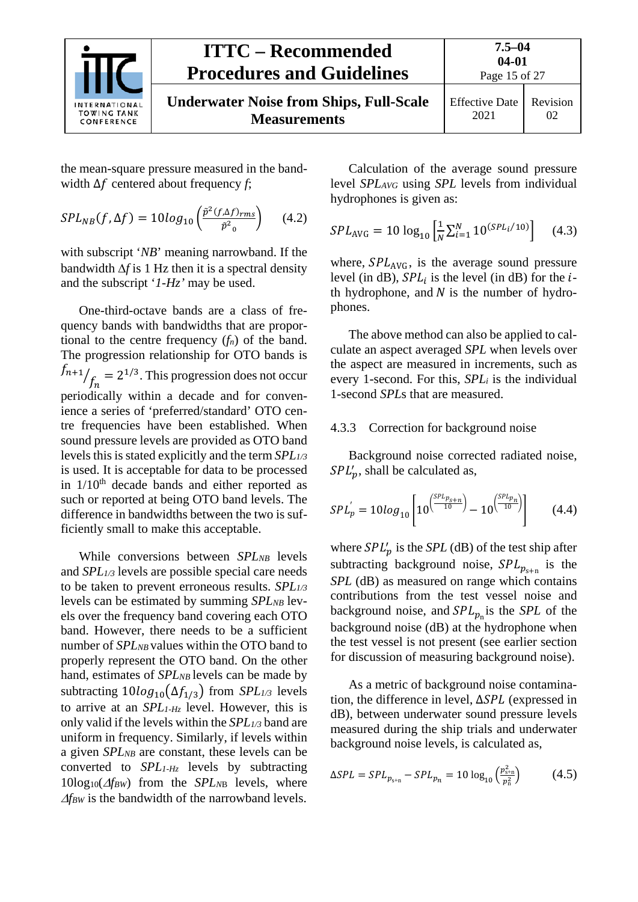the mean-square pressure measured in the bandwidth $\Delta f$ centered about frequency *f*;

$$SPL_{NB}(f, \Delta f) = 10log_{10}\left(\frac{\tilde{p}^2(f,\Delta f)_{rms}}{\tilde{p}^2{}_0}\right) \quad (4.2)$$

with subscript '*NB*' meaning narrowband. If the bandwidth $\Delta f$ is 1 Hz then it is a spectral density and the subscript '*1-Hz*' may be used.

One-third-octave bands are a class of frequency bands with bandwidths that are proportional to the centre frequency ($f_n$) of the band. The progression relationship for OTO bands is $f_{n+1}/_{f_n} = 2^{1/3}$. This progression does not occur periodically within a decade and for convenience a series of 'preferred/standard' OTO centre frequencies have been established. When sound pressure levels are provided as OTO band levels this is stated explicitly and the term $SPL_{1/3}$ is used. It is acceptable for data to be processed in 1/10th decade bands and either reported as such or reported at being OTO band levels. The difference in bandwidths between the two is sufficiently small to make this acceptable.

While conversions between $SPL_{NB}$ levels and $SPL_{1/3}$ levels are possible special care needs to be taken to prevent erroneous results. $SPL_{1/3}$ levels can be estimated by summing $SPL_{NB}$ levels over the frequency band covering each OTO band. However, there needs to be a sufficient number of $SPL_{NB}$ values within the OTO band to properly represent the OTO band. On the other hand, estimates of $SPL_{NB}$ levels can be made by subtracting $10log_{10}(\Delta f_{1/3})$ from $SPL_{1/3}$ levels to arrive at an $SPL_{1\text{-}Hz}$ level. However, this is only valid if the levels within the $SPL_{1/3}$ band are uniform in frequency. Similarly, if levels within a given $SPL_{NB}$ are constant, these levels can be converted to $SPL_{1\text{-}Hz}$ levels by subtracting $10\log_{10}(\Delta f_{BW})$ from the $SPL_{NB}$ levels, where $\Delta f_{BW}$ is the bandwidth of the narrowband levels.

Calculation of the average sound pressure level $SPL_{AVG}$ using *SPL* levels from individual hydrophones is given as:

$$SPL_{\text{AVG}} = 10\,\log_{10}\left[\frac{1}{N}\sum_{i=1}^{N} 10^{(SPL_i/10)}\right] \quad (4.3)$$

where, $SPL_{\text{AVG}}$, is the average sound pressure level (in dB), $SPL_i$ is the level (in dB) for the $i$-th hydrophone, and $N$ is the number of hydrophones.

The above method can also be applied to calculate an aspect averaged *SPL* when levels over the aspect are measured in increments, such as every 1-second. For this, $SPL_i$ is the individual 1-second *SPL*s that are measured.

### 4.3.3 Correction for background noise

Background noise corrected radiated noise, $SPL_p'$, shall be calculated as,

$$SPL_p^{'} = 10log_{10}\left[10^{\left(\frac{SPL_{p_{s+n}}}{10}\right)} - 10^{\left(\frac{SPL_{p_n}}{10}\right)}\right] \quad (4.4)$$

where $SPL_p'$ is the *SPL* (dB) of the test ship after subtracting background noise, $SPL_{p_{s+n}}$ is the *SPL* (dB) as measured on range which contains contributions from the test vessel noise and background noise, and $SPL_{p_n}$ is the *SPL* of the background noise (dB) at the hydrophone when the test vessel is not present (see earlier section for discussion of measuring background noise).

As a metric of background noise contamination, the difference in level, $\Delta SPL$ (expressed in dB), between underwater sound pressure levels measured during the ship trials and underwater background noise levels, is calculated as,

$$\Delta SPL = SPL_{p_{s+n}} - SPL_{p_n} = 10\,\log_{10}\left(\frac{p_{s+n}^2}{p_n^2}\right) \quad (4.5)$$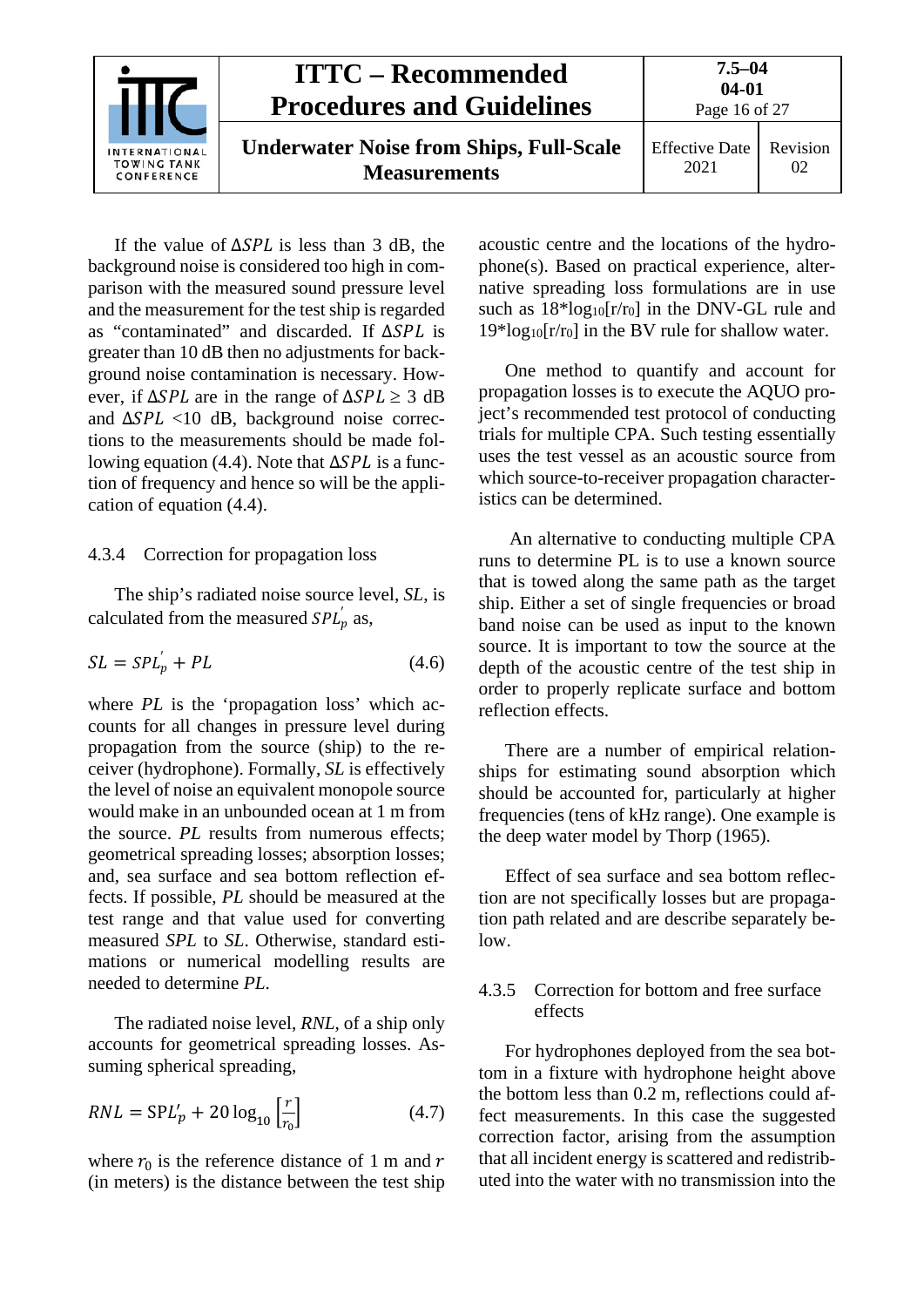If the value of $\Delta SPL$ is less than 3 dB, the background noise is considered too high in comparison with the measured sound pressure level and the measurement for the test ship is regarded as "contaminated" and discarded. If $\Delta SPL$ is greater than 10 dB then no adjustments for background noise contamination is necessary. However, if $\Delta SPL$ are in the range of $\Delta SPL \geq 3$ dB and $\Delta SPL$ <10 dB, background noise corrections to the measurements should be made following equation (4.4). Note that $\Delta SPL$ is a function of frequency and hence so will be the application of equation (4.4).

### 4.3.4 Correction for propagation loss

The ship's radiated noise source level, *SL*, is calculated from the measured $SPL_p^{'}$ as,

$$SL = SPL_p^{'} + PL \tag{4.6}$$

where *PL* is the 'propagation loss' which accounts for all changes in pressure level during propagation from the source (ship) to the receiver (hydrophone). Formally, *SL* is effectively the level of noise an equivalent monopole source would make in an unbounded ocean at 1 m from the source. *PL* results from numerous effects; geometrical spreading losses; absorption losses; and, sea surface and sea bottom reflection effects. If possible, *PL* should be measured at the test range and that value used for converting measured *SPL* to *SL*. Otherwise, standard estimations or numerical modelling results are needed to determine *PL*.

The radiated noise level, *RNL*, of a ship only accounts for geometrical spreading losses. Assuming spherical spreading,

$$RNL = \mathrm{SPL}_p' + 20\log_{10}\left[\frac{r}{r_0}\right] \tag{4.7}$$

where $r_0$ is the reference distance of 1 m and $r$ (in meters) is the distance between the test ship acoustic centre and the locations of the hydrophone(s). Based on practical experience, alternative spreading loss formulations are in use such as $18*\log_{10}[r/r_0]$ in the DNV-GL rule and $19*\log_{10}[r/r_0]$ in the BV rule for shallow water.

One method to quantify and account for propagation losses is to execute the AQUO project's recommended test protocol of conducting trials for multiple CPA. Such testing essentially uses the test vessel as an acoustic source from which source-to-receiver propagation characteristics can be determined.

An alternative to conducting multiple CPA runs to determine PL is to use a known source that is towed along the same path as the target ship. Either a set of single frequencies or broad band noise can be used as input to the known source. It is important to tow the source at the depth of the acoustic centre of the test ship in order to properly replicate surface and bottom reflection effects.

There are a number of empirical relationships for estimating sound absorption which should be accounted for, particularly at higher frequencies (tens of kHz range). One example is the deep water model by Thorp (1965).

Effect of sea surface and sea bottom reflection are not specifically losses but are propagation path related and are describe separately below.

### 4.3.5 Correction for bottom and free surface effects

For hydrophones deployed from the sea bottom in a fixture with hydrophone height above the bottom less than 0.2 m, reflections could affect measurements. In this case the suggested correction factor, arising from the assumption that all incident energy is scattered and redistributed into the water with no transmission into the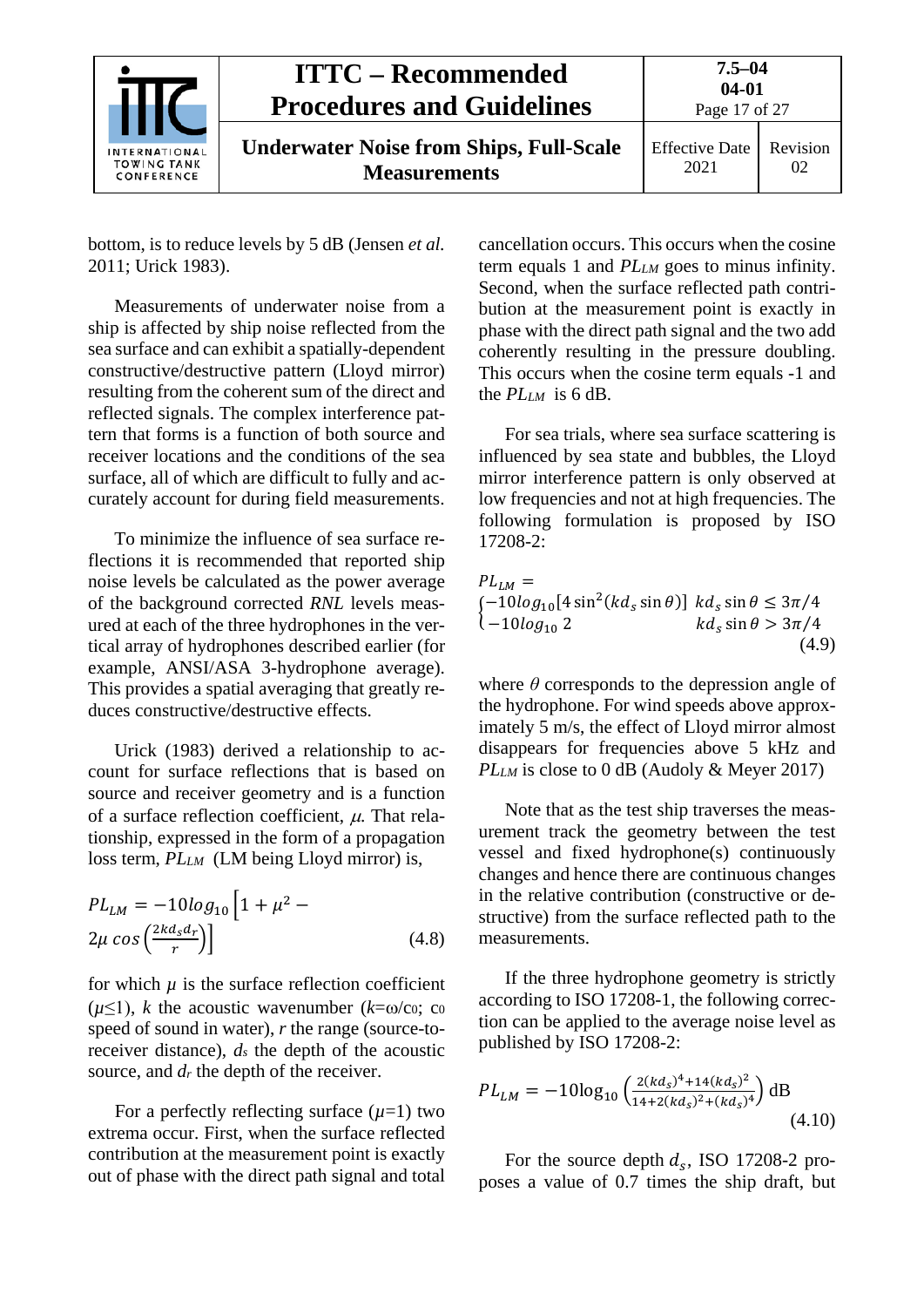bottom, is to reduce levels by 5 dB (Jensen *et al.* 2011; Urick 1983).

Measurements of underwater noise from a ship is affected by ship noise reflected from the sea surface and can exhibit a spatially-dependent constructive/destructive pattern (Lloyd mirror) resulting from the coherent sum of the direct and reflected signals. The complex interference pattern that forms is a function of both source and receiver locations and the conditions of the sea surface, all of which are difficult to fully and accurately account for during field measurements.

To minimize the influence of sea surface reflections it is recommended that reported ship noise levels be calculated as the power average of the background corrected *RNL* levels measured at each of the three hydrophones in the vertical array of hydrophones described earlier (for example, ANSI/ASA 3-hydrophone average). This provides a spatial averaging that greatly reduces constructive/destructive effects.

Urick (1983) derived a relationship to account for surface reflections that is based on source and receiver geometry and is a function of a surface reflection coefficient, $\mu$. That relationship, expressed in the form of a propagation loss term, $PL_{LM}$ (LM being Lloyd mirror) is,

$$PL_{LM} = -10log_{10}\left[1 + \mu^2 - 2\mu \cos\left(\frac{2kd_sd_r}{r}\right)\right] \tag{4.8}$$

for which $\mu$ is the surface reflection coefficient ($\mu \leq 1$), $k$ the acoustic wavenumber ($k=\omega/c_0$; $c_0$ speed of sound in water), $r$ the range (source-to-receiver distance), $d_s$ the depth of the acoustic source, and $d_r$ the depth of the receiver.

For a perfectly reflecting surface ($\mu=1$) two extrema occur. First, when the surface reflected contribution at the measurement point is exactly out of phase with the direct path signal and total cancellation occurs. This occurs when the cosine term equals 1 and $PL_{LM}$ goes to minus infinity. Second, when the surface reflected path contribution at the measurement point is exactly in phase with the direct path signal and the two add coherently resulting in the pressure doubling. This occurs when the cosine term equals -1 and the $PL_{LM}$ is 6 dB.

For sea trials, where sea surface scattering is influenced by sea state and bubbles, the Lloyd mirror interference pattern is only observed at low frequencies and not at high frequencies. The following formulation is proposed by ISO 17208-2:

$$PL_{LM} = \begin{cases} -10log_{10}[4\sin^2(kd_s\sin\theta)] & kd_s\sin\theta \leq 3\pi/4 \\ -10log_{10}2 & kd_s\sin\theta > 3\pi/4 \end{cases} \tag{4.9}$$

where $\theta$ corresponds to the depression angle of the hydrophone. For wind speeds above approximately 5 m/s, the effect of Lloyd mirror almost disappears for frequencies above 5 kHz and $PL_{LM}$ is close to 0 dB (Audoly & Meyer 2017)

Note that as the test ship traverses the measurement track the geometry between the test vessel and fixed hydrophone(s) continuously changes and hence there are continuous changes in the relative contribution (constructive or destructive) from the surface reflected path to the measurements.

If the three hydrophone geometry is strictly according to ISO 17208-1, the following correction can be applied to the average noise level as published by ISO 17208-2:

$$PL_{LM} = -10\log_{10}\left(\frac{2(kd_s)^4+14(kd_s)^2}{14+2(kd_s)^2+(kd_s)^4}\right) \text{dB} \tag{4.10}$$

For the source depth $d_s$, ISO 17208-2 proposes a value of 0.7 times the ship draft, but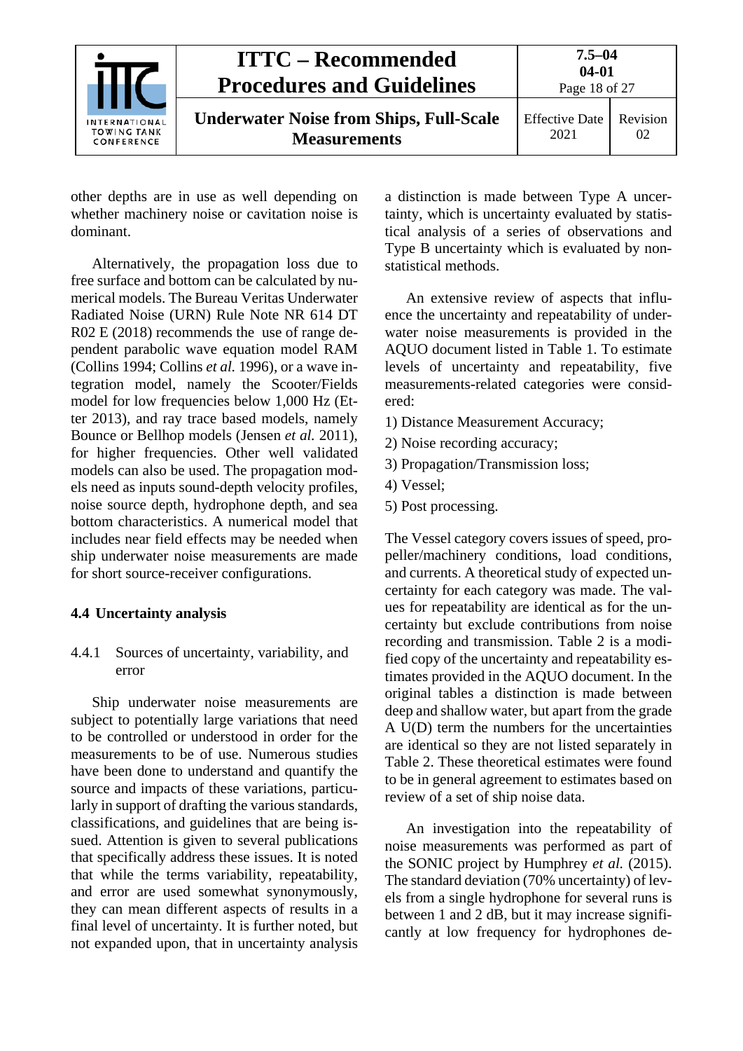other depths are in use as well depending on whether machinery noise or cavitation noise is dominant.

Alternatively, the propagation loss due to free surface and bottom can be calculated by numerical models. The Bureau Veritas Underwater Radiated Noise (URN) Rule Note NR 614 DT R02 E (2018) recommends the use of range dependent parabolic wave equation model RAM (Collins 1994; Collins *et al.* 1996), or a wave integration model, namely the Scooter/Fields model for low frequencies below 1,000 Hz (Etter 2013), and ray trace based models, namely Bounce or Bellhop models (Jensen *et al.* 2011), for higher frequencies. Other well validated models can also be used. The propagation models need as inputs sound-depth velocity profiles, noise source depth, hydrophone depth, and sea bottom characteristics. A numerical model that includes near field effects may be needed when ship underwater noise measurements are made for short source-receiver configurations.

### 4.4 Uncertainty analysis

#### 4.4.1 Sources of uncertainty, variability, and error

Ship underwater noise measurements are subject to potentially large variations that need to be controlled or understood in order for the measurements to be of use. Numerous studies have been done to understand and quantify the source and impacts of these variations, particularly in support of drafting the various standards, classifications, and guidelines that are being issued. Attention is given to several publications that specifically address these issues. It is noted that while the terms variability, repeatability, and error are used somewhat synonymously, they can mean different aspects of results in a final level of uncertainty. It is further noted, but not expanded upon, that in uncertainty analysis a distinction is made between Type A uncertainty, which is uncertainty evaluated by statistical analysis of a series of observations and Type B uncertainty which is evaluated by non-statistical methods.

An extensive review of aspects that influence the uncertainty and repeatability of underwater noise measurements is provided in the AQUO document listed in Table 1. To estimate levels of uncertainty and repeatability, five measurements-related categories were considered:

1) Distance Measurement Accuracy;
2) Noise recording accuracy;
3) Propagation/Transmission loss;
4) Vessel;
5) Post processing.

The Vessel category covers issues of speed, propeller/machinery conditions, load conditions, and currents. A theoretical study of expected uncertainty for each category was made. The values for repeatability are identical as for the uncertainty but exclude contributions from noise recording and transmission. Table 2 is a modified copy of the uncertainty and repeatability estimates provided in the AQUO document. In the original tables a distinction is made between deep and shallow water, but apart from the grade A U(D) term the numbers for the uncertainties are identical so they are not listed separately in Table 2. These theoretical estimates were found to be in general agreement to estimates based on review of a set of ship noise data.

An investigation into the repeatability of noise measurements was performed as part of the SONIC project by Humphrey *et al.* (2015). The standard deviation (70% uncertainty) of levels from a single hydrophone for several runs is between 1 and 2 dB, but it may increase significantly at low frequency for hydrophones de-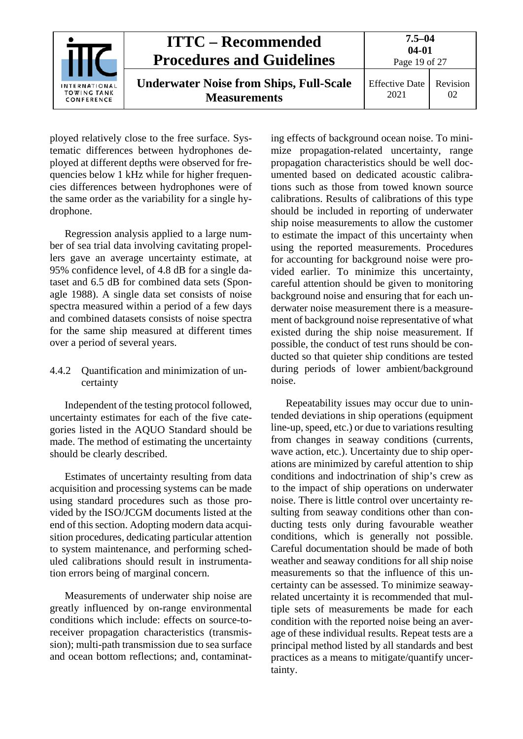ployed relatively close to the free surface. Systematic differences between hydrophones deployed at different depths were observed for frequencies below 1 kHz while for higher frequencies differences between hydrophones were of the same order as the variability for a single hydrophone.

Regression analysis applied to a large number of sea trial data involving cavitating propellers gave an average uncertainty estimate, at 95% confidence level, of 4.8 dB for a single dataset and 6.5 dB for combined data sets (Sponagle 1988). A single data set consists of noise spectra measured within a period of a few days and combined datasets consists of noise spectra for the same ship measured at different times over a period of several years.

### 4.4.2 Quantification and minimization of uncertainty

Independent of the testing protocol followed, uncertainty estimates for each of the five categories listed in the AQUO Standard should be made. The method of estimating the uncertainty should be clearly described.

Estimates of uncertainty resulting from data acquisition and processing systems can be made using standard procedures such as those provided by the ISO/JCGM documents listed at the end of this section. Adopting modern data acquisition procedures, dedicating particular attention to system maintenance, and performing scheduled calibrations should result in instrumentation errors being of marginal concern.

Measurements of underwater ship noise are greatly influenced by on-range environmental conditions which include: effects on source-to-receiver propagation characteristics (transmission); multi-path transmission due to sea surface and ocean bottom reflections; and, contaminating effects of background ocean noise. To minimize propagation-related uncertainty, range propagation characteristics should be well documented based on dedicated acoustic calibrations such as those from towed known source calibrations. Results of calibrations of this type should be included in reporting of underwater ship noise measurements to allow the customer to estimate the impact of this uncertainty when using the reported measurements. Procedures for accounting for background noise were provided earlier. To minimize this uncertainty, careful attention should be given to monitoring background noise and ensuring that for each underwater noise measurement there is a measurement of background noise representative of what existed during the ship noise measurement. If possible, the conduct of test runs should be conducted so that quieter ship conditions are tested during periods of lower ambient/background noise.

Repeatability issues may occur due to unintended deviations in ship operations (equipment line-up, speed, etc.) or due to variations resulting from changes in seaway conditions (currents, wave action, etc.). Uncertainty due to ship operations are minimized by careful attention to ship conditions and indoctrination of ship's crew as to the impact of ship operations on underwater noise. There is little control over uncertainty resulting from seaway conditions other than conducting tests only during favourable weather conditions, which is generally not possible. Careful documentation should be made of both weather and seaway conditions for all ship noise measurements so that the influence of this uncertainty can be assessed. To minimize seaway-related uncertainty it is recommended that multiple sets of measurements be made for each condition with the reported noise being an average of these individual results. Repeat tests are a principal method listed by all standards and best practices as a means to mitigate/quantify uncertainty.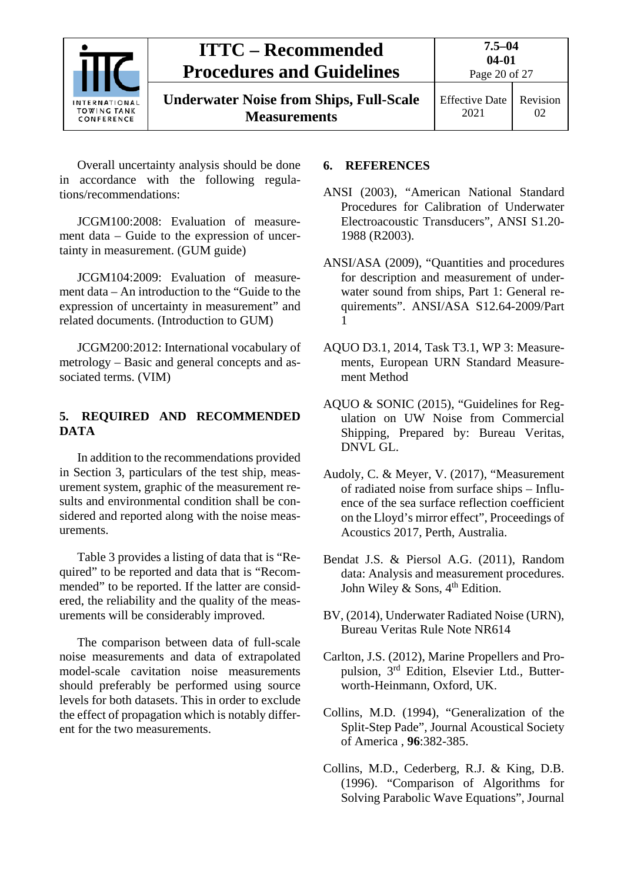Overall uncertainty analysis should be done in accordance with the following regulations/recommendations:

JCGM100:2008: Evaluation of measurement data – Guide to the expression of uncertainty in measurement. (GUM guide)

JCGM104:2009: Evaluation of measurement data – An introduction to the “Guide to the expression of uncertainty in measurement” and related documents. (Introduction to GUM)

JCGM200:2012: International vocabulary of metrology – Basic and general concepts and associated terms. (VIM)

## 5. REQUIRED AND RECOMMENDED DATA

In addition to the recommendations provided in Section 3, particulars of the test ship, measurement system, graphic of the measurement results and environmental condition shall be considered and reported along with the noise measurements.

Table 3 provides a listing of data that is “Required” to be reported and data that is “Recommended” to be reported. If the latter are considered, the reliability and the quality of the measurements will be considerably improved.

The comparison between data of full-scale noise measurements and data of extrapolated model-scale cavitation noise measurements should preferably be performed using source levels for both datasets. This in order to exclude the effect of propagation which is notably different for the two measurements.

## 6. REFERENCES

ANSI (2003), “American National Standard Procedures for Calibration of Underwater Electroacoustic Transducers”, ANSI S1.20-1988 (R2003).

ANSI/ASA (2009), “Quantities and procedures for description and measurement of underwater sound from ships, Part 1: General requirements”. ANSI/ASA S12.64-2009/Part 1

AQUO D3.1, 2014, Task T3.1, WP 3: Measurements, European URN Standard Measurement Method

AQUO & SONIC (2015), “Guidelines for Regulation on UW Noise from Commercial Shipping, Prepared by: Bureau Veritas, DNVL GL.

Audoly, C. & Meyer, V. (2017), “Measurement of radiated noise from surface ships – Influence of the sea surface reflection coefficient on the Lloyd’s mirror effect”, Proceedings of Acoustics 2017, Perth, Australia.

Bendat J.S. & Piersol A.G. (2011), Random data: Analysis and measurement procedures. John Wiley & Sons, 4th Edition.

BV, (2014), Underwater Radiated Noise (URN), Bureau Veritas Rule Note NR614

Carlton, J.S. (2012), Marine Propellers and Propulsion, 3rd Edition, Elsevier Ltd., Butterworth-Heinmann, Oxford, UK.

Collins, M.D. (1994), “Generalization of the Split-Step Pade”, Journal Acoustical Society of America , **96**:382-385.

Collins, M.D., Cederberg, R.J. & King, D.B. (1996). “Comparison of Algorithms for Solving Parabolic Wave Equations”, Journal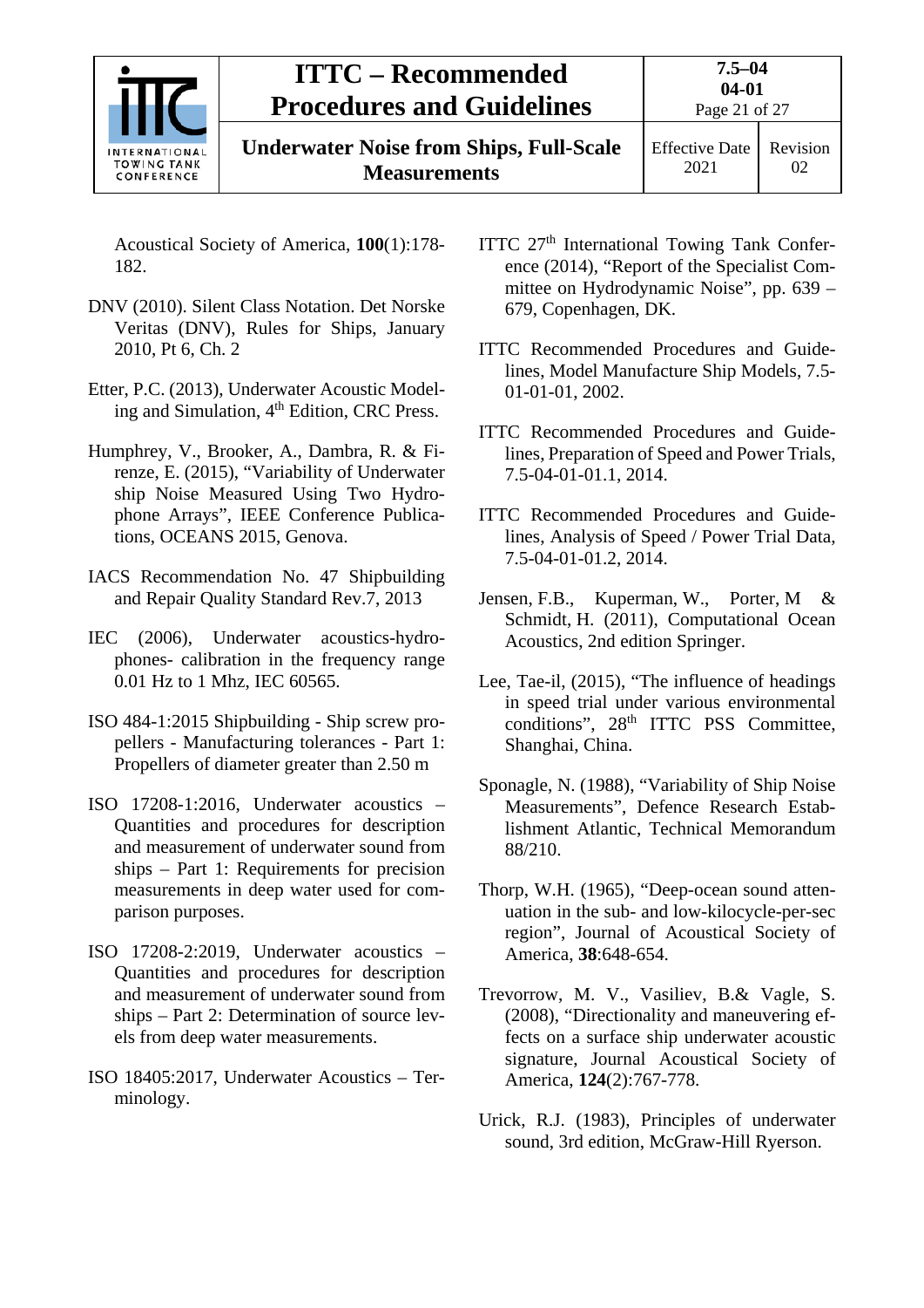Acoustical Society of America, **100**(1):178-182.

DNV (2010). Silent Class Notation. Det Norske Veritas (DNV), Rules for Ships, January 2010, Pt 6, Ch. 2

Etter, P.C. (2013), Underwater Acoustic Modeling and Simulation, 4th Edition, CRC Press.

Humphrey, V., Brooker, A., Dambra, R. & Firenze, E. (2015), "Variability of Underwater ship Noise Measured Using Two Hydrophone Arrays", IEEE Conference Publications, OCEANS 2015, Genova.

IACS Recommendation No. 47 Shipbuilding and Repair Quality Standard Rev.7, 2013

IEC (2006), Underwater acoustics-hydrophones- calibration in the frequency range 0.01 Hz to 1 Mhz, IEC 60565.

ISO 484-1:2015 Shipbuilding - Ship screw propellers - Manufacturing tolerances - Part 1: Propellers of diameter greater than 2.50 m

ISO 17208-1:2016, Underwater acoustics – Quantities and procedures for description and measurement of underwater sound from ships – Part 1: Requirements for precision measurements in deep water used for comparison purposes.

ISO 17208-2:2019, Underwater acoustics – Quantities and procedures for description and measurement of underwater sound from ships – Part 2: Determination of source levels from deep water measurements.

ISO 18405:2017, Underwater Acoustics – Terminology.

ITTC 27th International Towing Tank Conference (2014), "Report of the Specialist Committee on Hydrodynamic Noise", pp. 639 – 679, Copenhagen, DK.

ITTC Recommended Procedures and Guidelines, Model Manufacture Ship Models, 7.5-01-01-01, 2002.

ITTC Recommended Procedures and Guidelines, Preparation of Speed and Power Trials, 7.5-04-01-01.1, 2014.

ITTC Recommended Procedures and Guidelines, Analysis of Speed / Power Trial Data, 7.5-04-01-01.2, 2014.

Jensen, F.B., Kuperman, W., Porter, M & Schmidt, H. (2011), Computational Ocean Acoustics, 2nd edition Springer.

Lee, Tae-il, (2015), "The influence of headings in speed trial under various environmental conditions", 28th ITTC PSS Committee, Shanghai, China.

Sponagle, N. (1988), "Variability of Ship Noise Measurements", Defence Research Establishment Atlantic, Technical Memorandum 88/210.

Thorp, W.H. (1965), "Deep-ocean sound attenuation in the sub- and low-kilocycle-per-sec region", Journal of Acoustical Society of America, **38**:648-654.

Trevorrow, M. V., Vasiliev, B.& Vagle, S. (2008), "Directionality and maneuvering effects on a surface ship underwater acoustic signature, Journal Acoustical Society of America, **124**(2):767-778.

Urick, R.J. (1983), Principles of underwater sound, 3rd edition, McGraw-Hill Ryerson.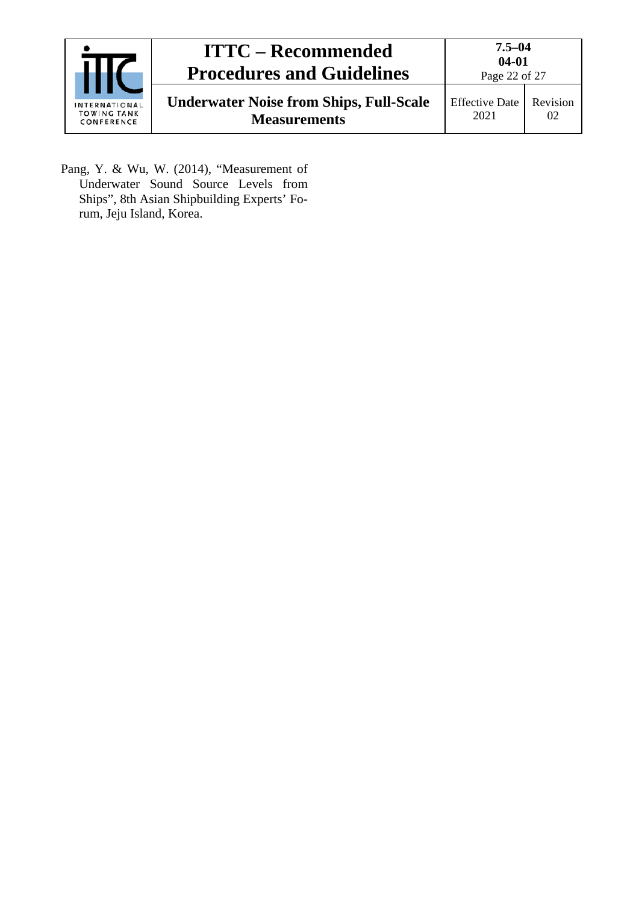Pang, Y. & Wu, W. (2014), "Measurement of Underwater Sound Source Levels from Ships", 8th Asian Shipbuilding Experts' Forum, Jeju Island, Korea.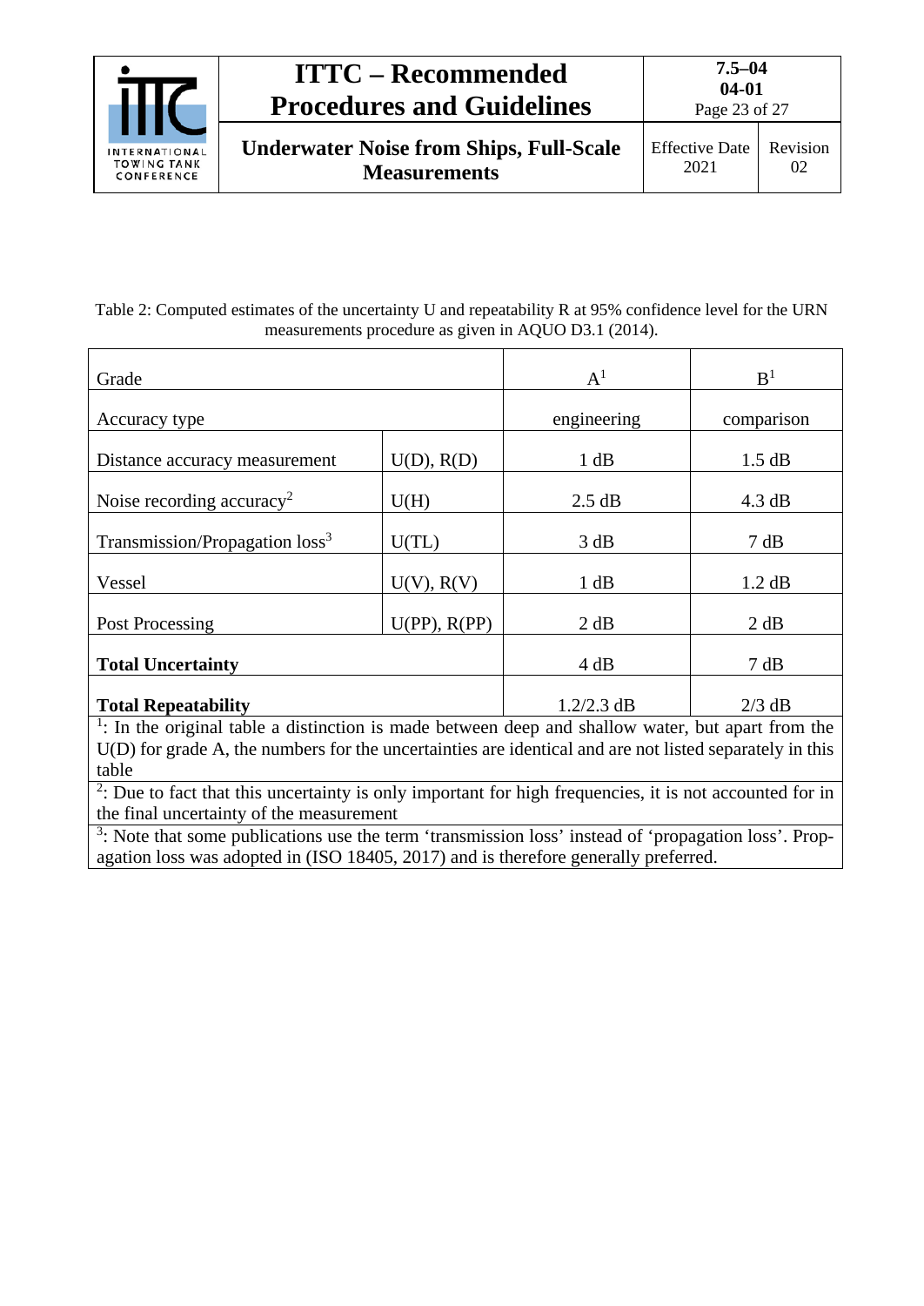Table 2: Computed estimates of the uncertainty U and repeatability R at 95% confidence level for the URN measurements procedure as given in AQUO D3.1 (2014).

| Grade | | A[1] | B[1] |
|---|---|---|---|
| Accuracy type | | engineering | comparison |
| Distance accuracy measurement | U(D), R(D) | 1 dB | 1.5 dB |
| Noise recording accuracy[2] | U(H) | 2.5 dB | 4.3 dB |
| Transmission/Propagation loss[3] | U(TL) | 3 dB | 7 dB |
| Vessel | U(V), R(V) | 1 dB | 1.2 dB |
| Post Processing | U(PP), R(PP) | 2 dB | 2 dB |
| **Total Uncertainty** | | 4 dB | 7 dB |
| **Total Repeatability** | | 1.2/2.3 dB | 2/3 dB |

[1]: In the original table a distinction is made between deep and shallow water, but apart from the U(D) for grade A, the numbers for the uncertainties are identical and are not listed separately in this table

[2]: Due to fact that this uncertainty is only important for high frequencies, it is not accounted for in the final uncertainty of the measurement

[3]: Note that some publications use the term 'transmission loss' instead of 'propagation loss'. Propagation loss was adopted in (ISO 18405, 2017) and is therefore generally preferred.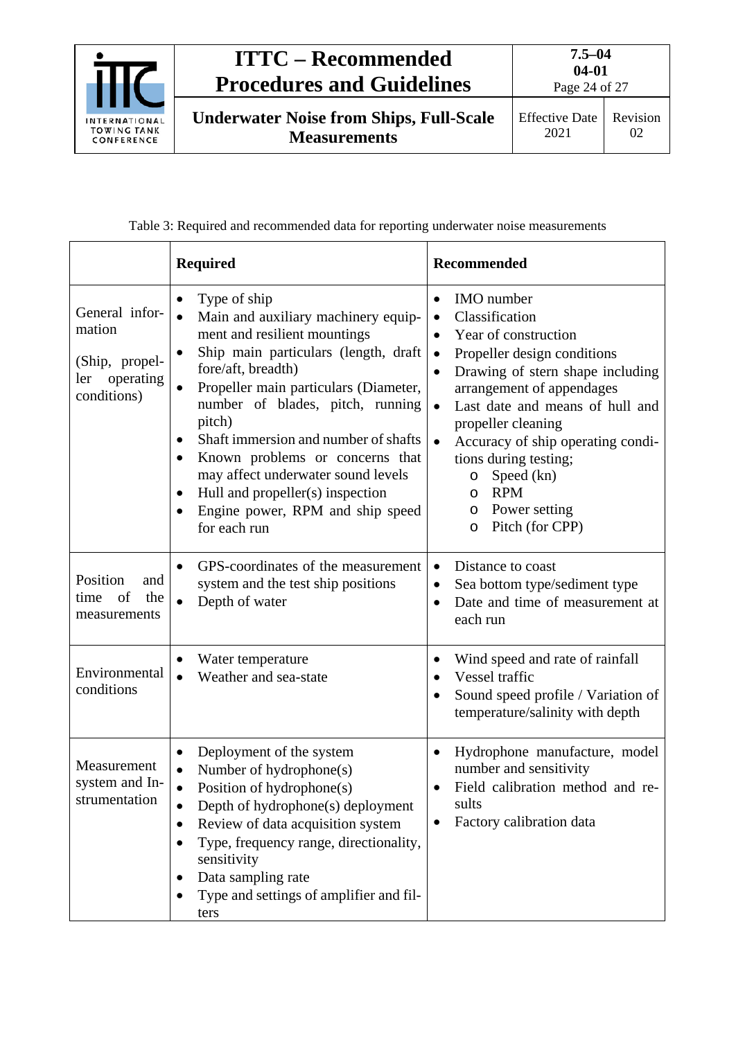Table 3: Required and recommended data for reporting underwater noise measurements

| | **Required** | **Recommended** |
|---|---|---|
| General information<br><br>(Ship, propeller operating conditions) | • Type of ship<br>• Main and auxiliary machinery equipment and resilient mountings<br>• Ship main particulars (length, draft fore/aft, breadth)<br>• Propeller main particulars (Diameter, number of blades, pitch, running pitch)<br>• Shaft immersion and number of shafts<br>• Known problems or concerns that may affect underwater sound levels<br>• Hull and propeller(s) inspection<br>• Engine power, RPM and ship speed for each run | • IMO number<br>• Classification<br>• Year of construction<br>• Propeller design conditions<br>• Drawing of stern shape including arrangement of appendages<br>• Last date and means of hull and propeller cleaning<br>• Accuracy of ship operating conditions during testing;<br>&nbsp;&nbsp;o Speed (kn)<br>&nbsp;&nbsp;o RPM<br>&nbsp;&nbsp;o Power setting<br>&nbsp;&nbsp;o Pitch (for CPP) |
| Position and time of the measurements | • GPS-coordinates of the measurement system and the test ship positions<br>• Depth of water | • Distance to coast<br>• Sea bottom type/sediment type<br>• Date and time of measurement at each run |
| Environmental conditions | • Water temperature<br>• Weather and sea-state | • Wind speed and rate of rainfall<br>• Vessel traffic<br>• Sound speed profile / Variation of temperature/salinity with depth |
| Measurement system and Instrumentation | • Deployment of the system<br>• Number of hydrophone(s)<br>• Position of hydrophone(s)<br>• Depth of hydrophone(s) deployment<br>• Review of data acquisition system<br>• Type, frequency range, directionality, sensitivity<br>• Data sampling rate<br>• Type and settings of amplifier and filters | • Hydrophone manufacture, model number and sensitivity<br>• Field calibration method and results<br>• Factory calibration data |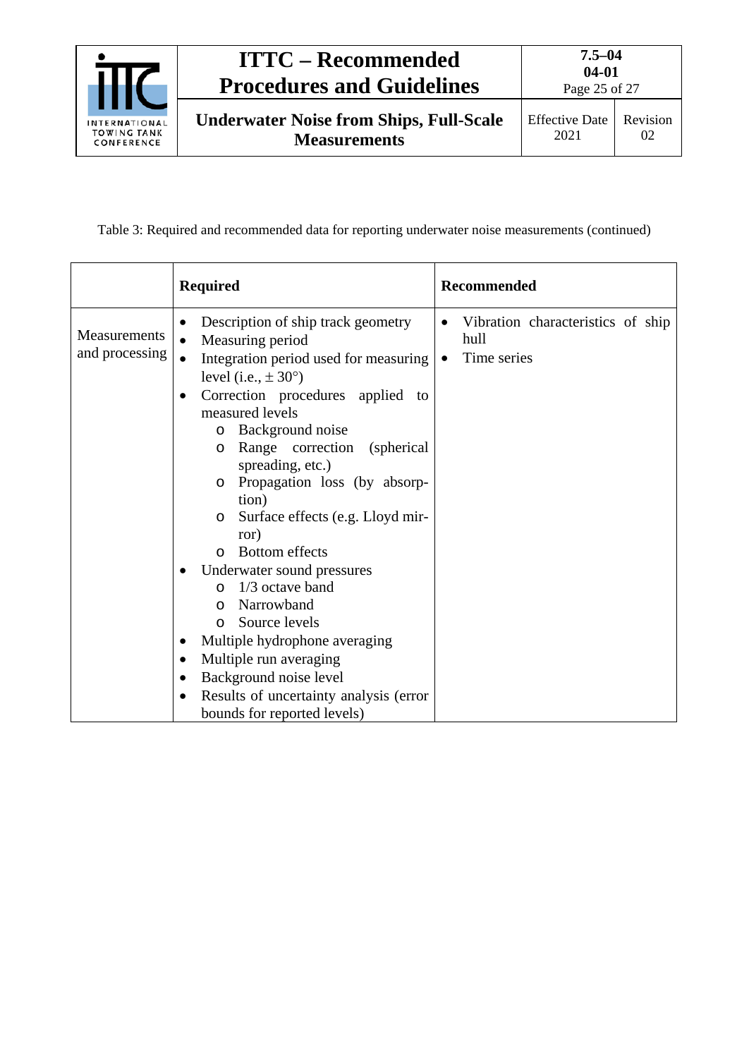Table 3: Required and recommended data for reporting underwater noise measurements (continued)

| | Required | Recommended |
|---|---|---|
| Measurements and processing | • Description of ship track geometry<br>• Measuring period<br>• Integration period used for measuring level (i.e., ± 30°)<br>• Correction procedures applied to measured levels<br>&nbsp;&nbsp;&nbsp;o Background noise<br>&nbsp;&nbsp;&nbsp;o Range correction (spherical spreading, etc.)<br>&nbsp;&nbsp;&nbsp;o Propagation loss (by absorption)<br>&nbsp;&nbsp;&nbsp;o Surface effects (e.g. Lloyd mirror)<br>&nbsp;&nbsp;&nbsp;o Bottom effects<br>• Underwater sound pressures<br>&nbsp;&nbsp;&nbsp;o 1/3 octave band<br>&nbsp;&nbsp;&nbsp;o Narrowband<br>&nbsp;&nbsp;&nbsp;o Source levels<br>• Multiple hydrophone averaging<br>• Multiple run averaging<br>• Background noise level<br>• Results of uncertainty analysis (error bounds for reported levels) | • Vibration characteristics of ship hull<br>• Time series |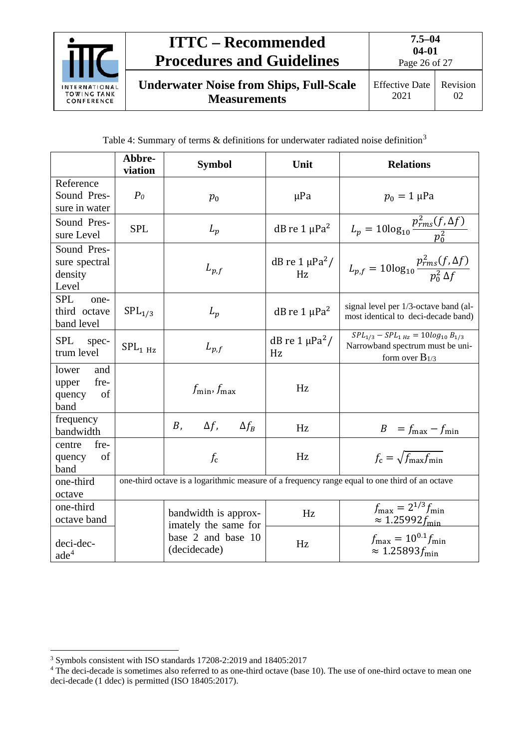Table 4: Summary of terms & definitions for underwater radiated noise definition[3]

| | Abbre-viation | Symbol | Unit | Relations |
|---|---|---|---|---|
| Reference Sound Pressure in water | $P_0$ | $p_0$ | μPa | $p_0 = 1$ μPa |
| Sound Pressure Level | SPL | $L_p$ | dB re 1 μPa$^2$ | $L_p = 10\log_{10}\frac{p_{rms}^2(f,\Delta f)}{p_0^2}$ |
| Sound Pressure spectral density Level | | $L_{p,f}$ | dB re 1 μPa$^2$/ Hz | $L_{p,f} = 10\log_{10}\frac{p_{rms}^2(f,\Delta f)}{p_0^2\,\Delta f}$ |
| SPL one-third octave band level | $\mathrm{SPL}_{1/3}$ | $L_p$ | dB re 1 μPa$^2$ | signal level per 1/3-octave band (almost identical to deci-decade band) |
| SPL spectrum level | $\mathrm{SPL}_{1\ \mathrm{Hz}}$ | $L_{p,f}$ | dB re 1 μPa$^2$/ Hz | $SPL_{1/3} - SPL_{1\,Hz} = 10log_{10}\,B_{1/3}$ Narrowband spectrum must be uniform over $B_{1/3}$ |
| lower and upper frequency of band | | $f_{\min}, f_{\max}$ | Hz | |
| frequency bandwidth | | $B$, $\Delta f$, $\Delta f_B$ | Hz | $B = f_{\max} - f_{\min}$ |
| centre frequency of band | | $f_c$ | Hz | $f_c = \sqrt{f_{\max} f_{\min}}$ |
| one-third octave | one-third octave is a logarithmic measure of a frequency range equal to one third of an octave | | | |
| one-third octave band | | bandwidth is approximately the same for base 2 and base 10 (decidecade) | Hz | $f_{\max} = 2^{1/3} f_{\min} \approx 1.25992 f_{\min}$ |
| deci-decade[4] | | | Hz | $f_{\max} = 10^{0.1} f_{\min} \approx 1.25893 f_{\min}$ |

[3] Symbols consistent with ISO standards 17208-2:2019 and 18405:2017

[4] The deci-decade is sometimes also referred to as one-third octave (base 10). The use of one-third octave to mean one deci-decade (1 ddec) is permitted (ISO 18405:2017).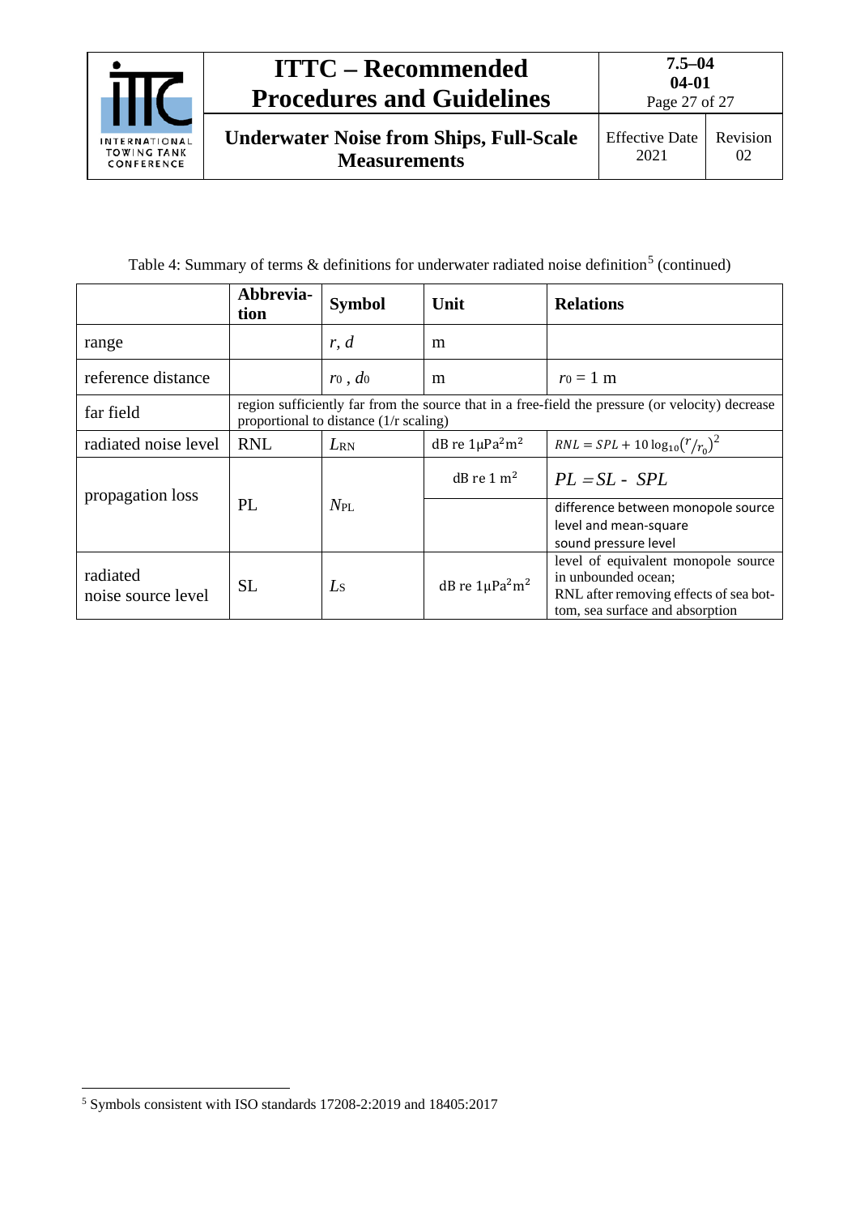Table 4: Summary of terms & definitions for underwater radiated noise definition[5] (continued)

| | Abbreviation | Symbol | Unit | Relations |
|---|---|---|---|---|
| range | | $r$, $d$ | m | |
| reference distance | | $r_0$ , $d_0$ | m | $r_0 = 1$ m |
| far field | region sufficiently far from the source that in a free-field the pressure (or velocity) decrease proportional to distance (1/r scaling) | | | |
| radiated noise level | RNL | $L_{RN}$ | dB re 1μPa²m² | $RNL = SPL + 10\log_{10}(r/r_0)^2$ |
| propagation loss | PL | $N_{PL}$ | dB re 1 m² | $PL = SL - SPL$ |
| | | | | difference between monopole source level and mean-square sound pressure level |
| radiated noise source level | SL | $L_S$ | dB re 1μPa²m² | level of equivalent monopole source in unbounded ocean; RNL after removing effects of sea bottom, sea surface and absorption |

[5] Symbols consistent with ISO standards 17208-2:2019 and 18405:2017